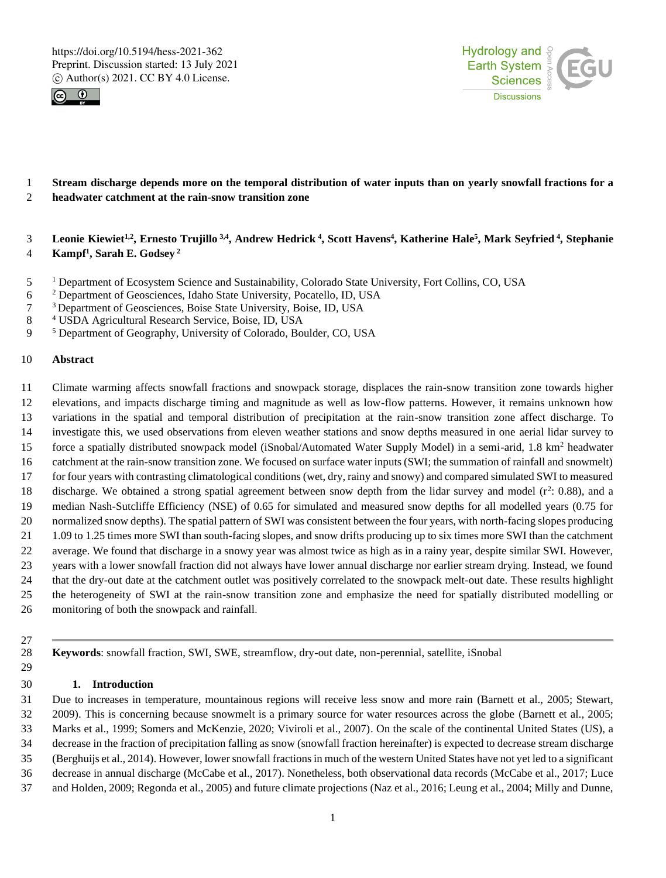# Stream discharge depends more on the temporal distribution of water inputs than on yearly snowfall fractions for a headwater catchment at the rain-snow transition zone

**Leonie Kiewiet[1,2], Ernesto Trujillo[3,4], Andrew Hedrick[4], Scott Havens[4], Katherine Hale[5], Mark Seyfried[4], Stephanie Kampf[1], Sarah E. Godsey[2]**

[1] Department of Ecosystem Science and Sustainability, Colorado State University, Fort Collins, CO, USA
[2] Department of Geosciences, Idaho State University, Pocatello, ID, USA
[3] Department of Geosciences, Boise State University, Boise, ID, USA
[4] USDA Agricultural Research Service, Boise, ID, USA
[5] Department of Geography, University of Colorado, Boulder, CO, USA

## Abstract

Climate warming affects snowfall fractions and snowpack storage, displaces the rain-snow transition zone towards higher elevations, and impacts discharge timing and magnitude as well as low-flow patterns. However, it remains unknown how variations in the spatial and temporal distribution of precipitation at the rain-snow transition zone affect discharge. To investigate this, we used observations from eleven weather stations and snow depths measured in one aerial lidar survey to force a spatially distributed snowpack model (iSnobal/Automated Water Supply Model) in a semi-arid, 1.8 km$^2$ headwater catchment at the rain-snow transition zone. We focused on surface water inputs (SWI; the summation of rainfall and snowmelt) for four years with contrasting climatological conditions (wet, dry, rainy and snowy) and compared simulated SWI to measured discharge. We obtained a strong spatial agreement between snow depth from the lidar survey and model ($r^2$: 0.88), and a median Nash-Sutcliffe Efficiency (NSE) of 0.65 for simulated and measured snow depths for all modelled years (0.75 for normalized snow depths). The spatial pattern of SWI was consistent between the four years, with north-facing slopes producing 1.09 to 1.25 times more SWI than south-facing slopes, and snow drifts producing up to six times more SWI than the catchment average. We found that discharge in a snowy year was almost twice as high as in a rainy year, despite similar SWI. However, years with a lower snowfall fraction did not always have lower annual discharge nor earlier stream drying. Instead, we found that the dry-out date at the catchment outlet was positively correlated to the snowpack melt-out date. These results highlight the heterogeneity of SWI at the rain-snow transition zone and emphasize the need for spatially distributed modelling or monitoring of both the snowpack and rainfall.

---

**Keywords**: snowfall fraction, SWI, SWE, streamflow, dry-out date, non-perennial, satellite, iSnobal

## 1. Introduction

Due to increases in temperature, mountainous regions will receive less snow and more rain (Barnett et al., 2005; Stewart, 2009). This is concerning because snowmelt is a primary source for water resources across the globe (Barnett et al., 2005; Marks et al., 1999; Somers and McKenzie, 2020; Viviroli et al., 2007). On the scale of the continental United States (US), a decrease in the fraction of precipitation falling as snow (snowfall fraction hereinafter) is expected to decrease stream discharge (Berghuijs et al., 2014). However, lower snowfall fractions in much of the western United States have not yet led to a significant decrease in annual discharge (McCabe et al., 2017). Nonetheless, both observational data records (McCabe et al., 2017; Luce and Holden, 2009; Regonda et al., 2005) and future climate projections (Naz et al., 2016; Leung et al., 2004; Milly and Dunne,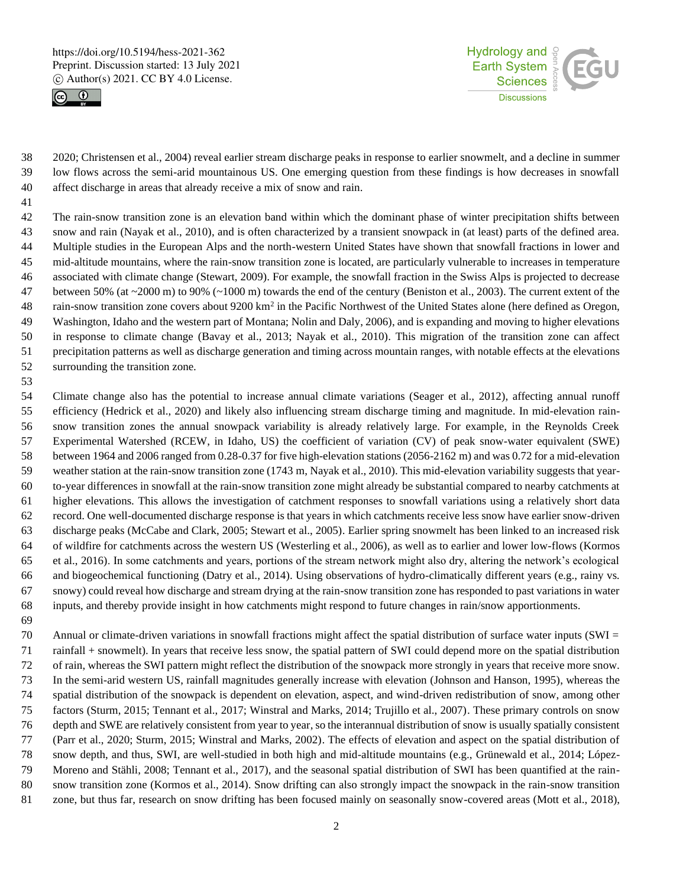2020; Christensen et al., 2004) reveal earlier stream discharge peaks in response to earlier snowmelt, and a decline in summer low flows across the semi-arid mountainous US. One emerging question from these findings is how decreases in snowfall affect discharge in areas that already receive a mix of snow and rain.

The rain-snow transition zone is an elevation band within which the dominant phase of winter precipitation shifts between snow and rain (Nayak et al., 2010), and is often characterized by a transient snowpack in (at least) parts of the defined area. Multiple studies in the European Alps and the north-western United States have shown that snowfall fractions in lower and mid-altitude mountains, where the rain-snow transition zone is located, are particularly vulnerable to increases in temperature associated with climate change (Stewart, 2009). For example, the snowfall fraction in the Swiss Alps is projected to decrease between 50% (at ~2000 m) to 90% (~1000 m) towards the end of the century (Beniston et al., 2003). The current extent of the rain-snow transition zone covers about 9200 km$^2$ in the Pacific Northwest of the United States alone (here defined as Oregon, Washington, Idaho and the western part of Montana; Nolin and Daly, 2006), and is expanding and moving to higher elevations in response to climate change (Bavay et al., 2013; Nayak et al., 2010). This migration of the transition zone can affect precipitation patterns as well as discharge generation and timing across mountain ranges, with notable effects at the elevations surrounding the transition zone.

Climate change also has the potential to increase annual climate variations (Seager et al., 2012), affecting annual runoff efficiency (Hedrick et al., 2020) and likely also influencing stream discharge timing and magnitude. In mid-elevation rain-snow transition zones the annual snowpack variability is already relatively large. For example, in the Reynolds Creek Experimental Watershed (RCEW, in Idaho, US) the coefficient of variation (CV) of peak snow-water equivalent (SWE) between 1964 and 2006 ranged from 0.28-0.37 for five high-elevation stations (2056-2162 m) and was 0.72 for a mid-elevation weather station at the rain-snow transition zone (1743 m, Nayak et al., 2010). This mid-elevation variability suggests that year-to-year differences in snowfall at the rain-snow transition zone might already be substantial compared to nearby catchments at higher elevations. This allows the investigation of catchment responses to snowfall variations using a relatively short data record. One well-documented discharge response is that years in which catchments receive less snow have earlier snow-driven discharge peaks (McCabe and Clark, 2005; Stewart et al., 2005). Earlier spring snowmelt has been linked to an increased risk of wildfire for catchments across the western US (Westerling et al., 2006), as well as to earlier and lower low-flows (Kormos et al., 2016). In some catchments and years, portions of the stream network might also dry, altering the network's ecological and biogeochemical functioning (Datry et al., 2014). Using observations of hydro-climatically different years (e.g., rainy vs. snowy) could reveal how discharge and stream drying at the rain-snow transition zone has responded to past variations in water inputs, and thereby provide insight in how catchments might respond to future changes in rain/snow apportionments.

Annual or climate-driven variations in snowfall fractions might affect the spatial distribution of surface water inputs (SWI = rainfall + snowmelt). In years that receive less snow, the spatial pattern of SWI could depend more on the spatial distribution of rain, whereas the SWI pattern might reflect the distribution of the snowpack more strongly in years that receive more snow. In the semi-arid western US, rainfall magnitudes generally increase with elevation (Johnson and Hanson, 1995), whereas the spatial distribution of the snowpack is dependent on elevation, aspect, and wind-driven redistribution of snow, among other factors (Sturm, 2015; Tennant et al., 2017; Winstral and Marks, 2014; Trujillo et al., 2007). These primary controls on snow depth and SWE are relatively consistent from year to year, so the interannual distribution of snow is usually spatially consistent (Parr et al., 2020; Sturm, 2015; Winstral and Marks, 2002). The effects of elevation and aspect on the spatial distribution of snow depth, and thus, SWI, are well-studied in both high and mid-altitude mountains (e.g., Grünewald et al., 2014; López-Moreno and Stähli, 2008; Tennant et al., 2017), and the seasonal spatial distribution of SWI has been quantified at the rain-snow transition zone (Kormos et al., 2014). Snow drifting can also strongly impact the snowpack in the rain-snow transition zone, but thus far, research on snow drifting has been focused mainly on seasonally snow-covered areas (Mott et al., 2018),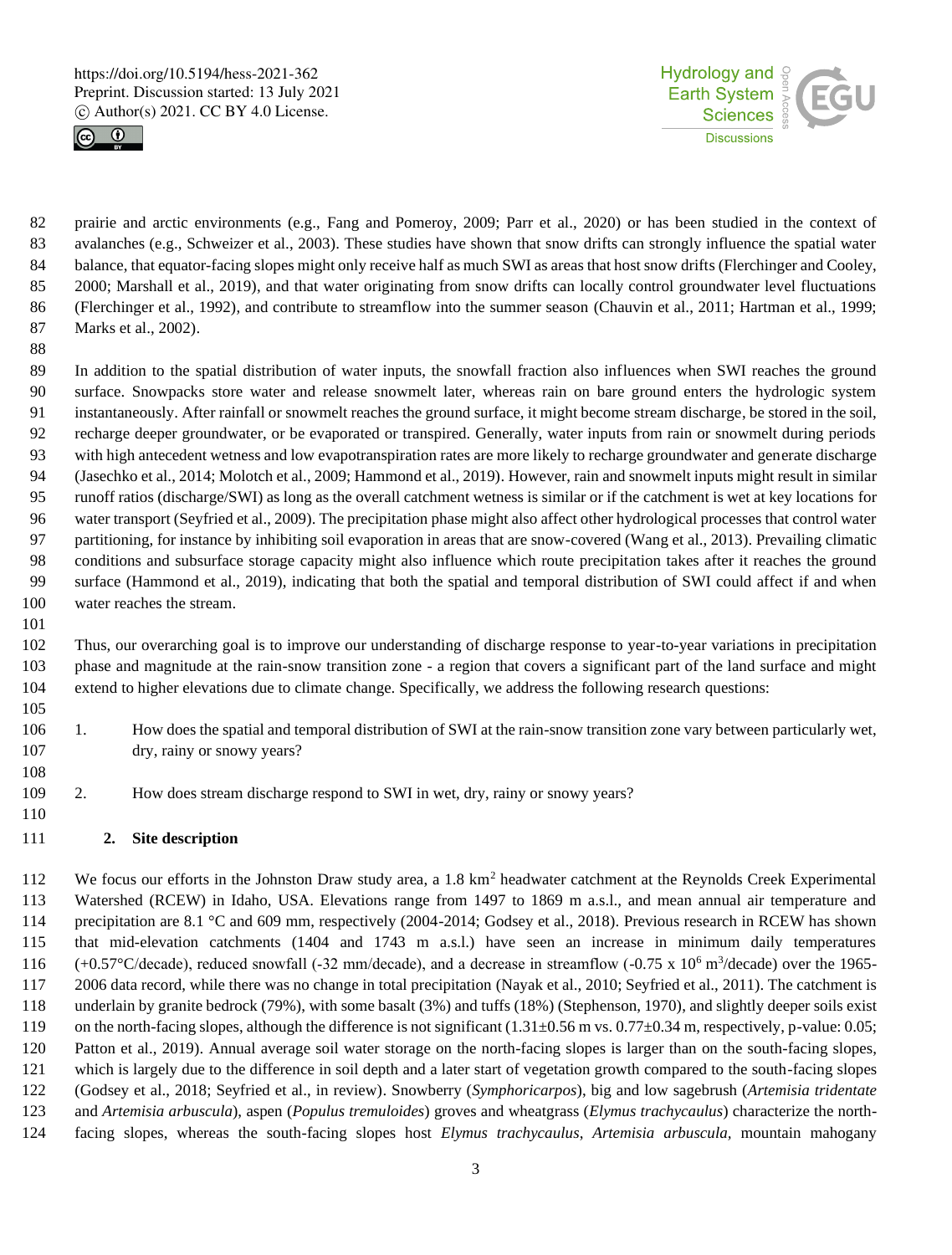prairie and arctic environments (e.g., Fang and Pomeroy, 2009; Parr et al., 2020) or has been studied in the context of avalanches (e.g., Schweizer et al., 2003). These studies have shown that snow drifts can strongly influence the spatial water balance, that equator-facing slopes might only receive half as much SWI as areas that host snow drifts (Flerchinger and Cooley, 2000; Marshall et al., 2019), and that water originating from snow drifts can locally control groundwater level fluctuations (Flerchinger et al., 1992), and contribute to streamflow into the summer season (Chauvin et al., 2011; Hartman et al., 1999; Marks et al., 2002).

In addition to the spatial distribution of water inputs, the snowfall fraction also influences when SWI reaches the ground surface. Snowpacks store water and release snowmelt later, whereas rain on bare ground enters the hydrologic system instantaneously. After rainfall or snowmelt reaches the ground surface, it might become stream discharge, be stored in the soil, recharge deeper groundwater, or be evaporated or transpired. Generally, water inputs from rain or snowmelt during periods with high antecedent wetness and low evapotranspiration rates are more likely to recharge groundwater and generate discharge (Jasechko et al., 2014; Molotch et al., 2009; Hammond et al., 2019). However, rain and snowmelt inputs might result in similar runoff ratios (discharge/SWI) as long as the overall catchment wetness is similar or if the catchment is wet at key locations for water transport (Seyfried et al., 2009). The precipitation phase might also affect other hydrological processes that control water partitioning, for instance by inhibiting soil evaporation in areas that are snow-covered (Wang et al., 2013). Prevailing climatic conditions and subsurface storage capacity might also influence which route precipitation takes after it reaches the ground surface (Hammond et al., 2019), indicating that both the spatial and temporal distribution of SWI could affect if and when water reaches the stream.

Thus, our overarching goal is to improve our understanding of discharge response to year-to-year variations in precipitation phase and magnitude at the rain-snow transition zone - a region that covers a significant part of the land surface and might extend to higher elevations due to climate change. Specifically, we address the following research questions:

1. How does the spatial and temporal distribution of SWI at the rain-snow transition zone vary between particularly wet, dry, rainy or snowy years?

2. How does stream discharge respond to SWI in wet, dry, rainy or snowy years?

## 2. Site description

We focus our efforts in the Johnston Draw study area, a 1.8 km$^2$ headwater catchment at the Reynolds Creek Experimental Watershed (RCEW) in Idaho, USA. Elevations range from 1497 to 1869 m a.s.l., and mean annual air temperature and precipitation are 8.1 °C and 609 mm, respectively (2004-2014; Godsey et al., 2018). Previous research in RCEW has shown that mid-elevation catchments (1404 and 1743 m a.s.l.) have seen an increase in minimum daily temperatures (+0.57°C/decade), reduced snowfall (-32 mm/decade), and a decrease in streamflow (-0.75 x 10$^6$ m$^3$/decade) over the 1965-2006 data record, while there was no change in total precipitation (Nayak et al., 2010; Seyfried et al., 2011). The catchment is underlain by granite bedrock (79%), with some basalt (3%) and tuffs (18%) (Stephenson, 1970), and slightly deeper soils exist on the north-facing slopes, although the difference is not significant (1.31±0.56 m vs. 0.77±0.34 m, respectively, p-value: 0.05; Patton et al., 2019). Annual average soil water storage on the north-facing slopes is larger than on the south-facing slopes, which is largely due to the difference in soil depth and a later start of vegetation growth compared to the south-facing slopes (Godsey et al., 2018; Seyfried et al., in review). Snowberry (*Symphoricarpos*), big and low sagebrush (*Artemisia tridentate* and *Artemisia arbuscula*), aspen (*Populus tremuloides*) groves and wheatgrass (*Elymus trachycaulus*) characterize the north-facing slopes, whereas the south-facing slopes host *Elymus trachycaulus*, *Artemisia arbuscula*, mountain mahogany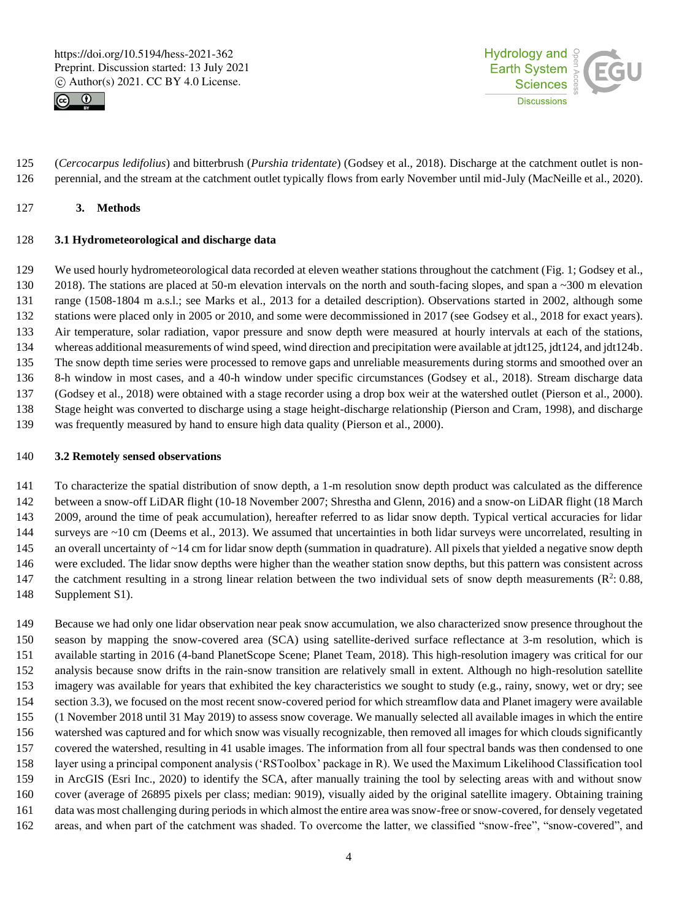(*Cercocarpus ledifolius*) and bitterbrush (*Purshia tridentate*) (Godsey et al., 2018). Discharge at the catchment outlet is non-perennial, and the stream at the catchment outlet typically flows from early November until mid-July (MacNeille et al., 2020).

## 3. Methods

### 3.1 Hydrometeorological and discharge data

We used hourly hydrometeorological data recorded at eleven weather stations throughout the catchment (Fig. 1; Godsey et al., 2018). The stations are placed at 50-m elevation intervals on the north and south-facing slopes, and span a ~300 m elevation range (1508-1804 m a.s.l.; see Marks et al., 2013 for a detailed description). Observations started in 2002, although some stations were placed only in 2005 or 2010, and some were decommissioned in 2017 (see Godsey et al., 2018 for exact years). Air temperature, solar radiation, vapor pressure and snow depth were measured at hourly intervals at each of the stations, whereas additional measurements of wind speed, wind direction and precipitation were available at jdt125, jdt124, and jdt124b. The snow depth time series were processed to remove gaps and unreliable measurements during storms and smoothed over an 8-h window in most cases, and a 40-h window under specific circumstances (Godsey et al., 2018). Stream discharge data (Godsey et al., 2018) were obtained with a stage recorder using a drop box weir at the watershed outlet (Pierson et al., 2000). Stage height was converted to discharge using a stage height-discharge relationship (Pierson and Cram, 1998), and discharge was frequently measured by hand to ensure high data quality (Pierson et al., 2000).

### 3.2 Remotely sensed observations

To characterize the spatial distribution of snow depth, a 1-m resolution snow depth product was calculated as the difference between a snow-off LiDAR flight (10-18 November 2007; Shrestha and Glenn, 2016) and a snow-on LiDAR flight (18 March 2009, around the time of peak accumulation), hereafter referred to as lidar snow depth. Typical vertical accuracies for lidar surveys are ~10 cm (Deems et al., 2013). We assumed that uncertainties in both lidar surveys were uncorrelated, resulting in an overall uncertainty of ~14 cm for lidar snow depth (summation in quadrature). All pixels that yielded a negative snow depth were excluded. The lidar snow depths were higher than the weather station snow depths, but this pattern was consistent across the catchment resulting in a strong linear relation between the two individual sets of snow depth measurements ($R^2$: 0.88, Supplement S1).

Because we had only one lidar observation near peak snow accumulation, we also characterized snow presence throughout the season by mapping the snow-covered area (SCA) using satellite-derived surface reflectance at 3-m resolution, which is available starting in 2016 (4-band PlanetScope Scene; Planet Team, 2018). This high-resolution imagery was critical for our analysis because snow drifts in the rain-snow transition are relatively small in extent. Although no high-resolution satellite imagery was available for years that exhibited the key characteristics we sought to study (e.g., rainy, snowy, wet or dry; see section 3.3), we focused on the most recent snow-covered period for which streamflow data and Planet imagery were available (1 November 2018 until 31 May 2019) to assess snow coverage. We manually selected all available images in which the entire watershed was captured and for which snow was visually recognizable, then removed all images for which clouds significantly covered the watershed, resulting in 41 usable images. The information from all four spectral bands was then condensed to one layer using a principal component analysis ('RSToolbox' package in R). We used the Maximum Likelihood Classification tool in ArcGIS (Esri Inc., 2020) to identify the SCA, after manually training the tool by selecting areas with and without snow cover (average of 26895 pixels per class; median: 9019), visually aided by the original satellite imagery. Obtaining training data was most challenging during periods in which almost the entire area was snow-free or snow-covered, for densely vegetated areas, and when part of the catchment was shaded. To overcome the latter, we classified "snow-free", "snow-covered", and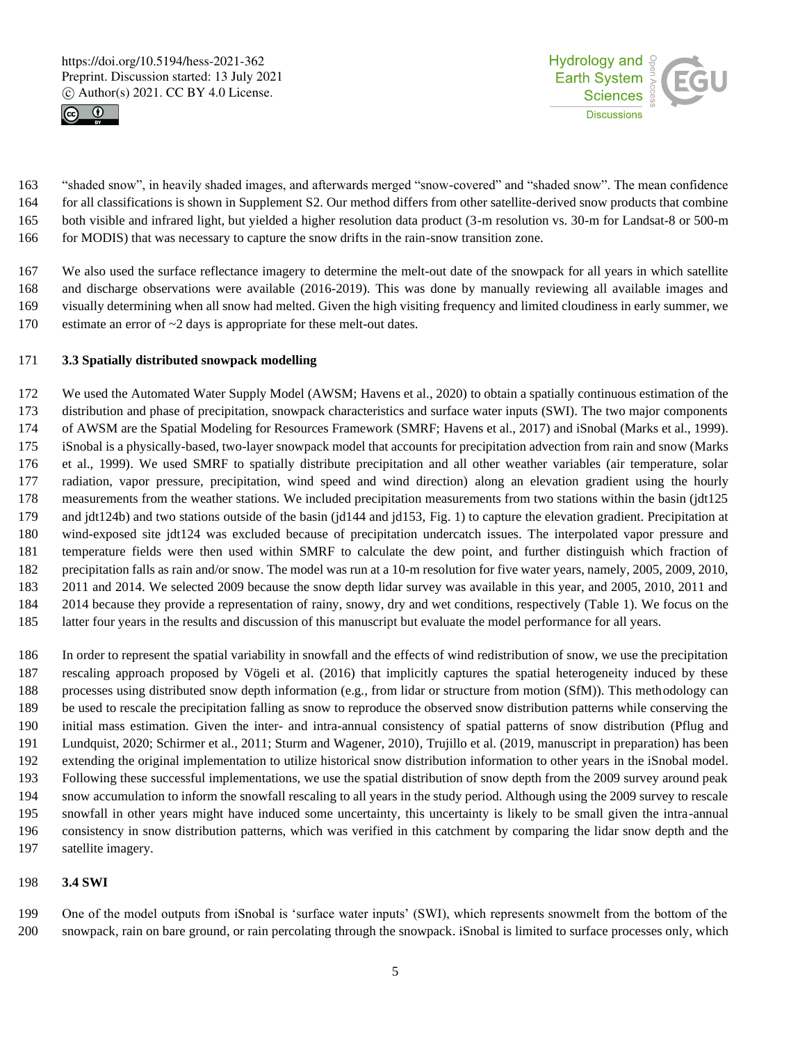"shaded snow", in heavily shaded images, and afterwards merged "snow-covered" and "shaded snow". The mean confidence for all classifications is shown in Supplement S2. Our method differs from other satellite-derived snow products that combine both visible and infrared light, but yielded a higher resolution data product (3-m resolution vs. 30-m for Landsat-8 or 500-m for MODIS) that was necessary to capture the snow drifts in the rain-snow transition zone.

We also used the surface reflectance imagery to determine the melt-out date of the snowpack for all years in which satellite and discharge observations were available (2016-2019). This was done by manually reviewing all available images and visually determining when all snow had melted. Given the high visiting frequency and limited cloudiness in early summer, we estimate an error of ~2 days is appropriate for these melt-out dates.

### 3.3 Spatially distributed snowpack modelling

We used the Automated Water Supply Model (AWSM; Havens et al., 2020) to obtain a spatially continuous estimation of the distribution and phase of precipitation, snowpack characteristics and surface water inputs (SWI). The two major components of AWSM are the Spatial Modeling for Resources Framework (SMRF; Havens et al., 2017) and iSnobal (Marks et al., 1999). iSnobal is a physically-based, two-layer snowpack model that accounts for precipitation advection from rain and snow (Marks et al., 1999). We used SMRF to spatially distribute precipitation and all other weather variables (air temperature, solar radiation, vapor pressure, precipitation, wind speed and wind direction) along an elevation gradient using the hourly measurements from the weather stations. We included precipitation measurements from two stations within the basin (jdt125 and jdt124b) and two stations outside of the basin (jd144 and jd153, Fig. 1) to capture the elevation gradient. Precipitation at wind-exposed site jdt124 was excluded because of precipitation undercatch issues. The interpolated vapor pressure and temperature fields were then used within SMRF to calculate the dew point, and further distinguish which fraction of precipitation falls as rain and/or snow. The model was run at a 10-m resolution for five water years, namely, 2005, 2009, 2010, 2011 and 2014. We selected 2009 because the snow depth lidar survey was available in this year, and 2005, 2010, 2011 and 2014 because they provide a representation of rainy, snowy, dry and wet conditions, respectively (Table 1). We focus on the latter four years in the results and discussion of this manuscript but evaluate the model performance for all years.

In order to represent the spatial variability in snowfall and the effects of wind redistribution of snow, we use the precipitation rescaling approach proposed by Vögeli et al. (2016) that implicitly captures the spatial heterogeneity induced by these processes using distributed snow depth information (e.g., from lidar or structure from motion (SfM)). This methodology can be used to rescale the precipitation falling as snow to reproduce the observed snow distribution patterns while conserving the initial mass estimation. Given the inter- and intra-annual consistency of spatial patterns of snow distribution (Pflug and Lundquist, 2020; Schirmer et al., 2011; Sturm and Wagener, 2010), Trujillo et al. (2019, manuscript in preparation) has been extending the original implementation to utilize historical snow distribution information to other years in the iSnobal model. Following these successful implementations, we use the spatial distribution of snow depth from the 2009 survey around peak snow accumulation to inform the snowfall rescaling to all years in the study period. Although using the 2009 survey to rescale snowfall in other years might have induced some uncertainty, this uncertainty is likely to be small given the intra-annual consistency in snow distribution patterns, which was verified in this catchment by comparing the lidar snow depth and the satellite imagery.

### 3.4 SWI

One of the model outputs from iSnobal is 'surface water inputs' (SWI), which represents snowmelt from the bottom of the snowpack, rain on bare ground, or rain percolating through the snowpack. iSnobal is limited to surface processes only, which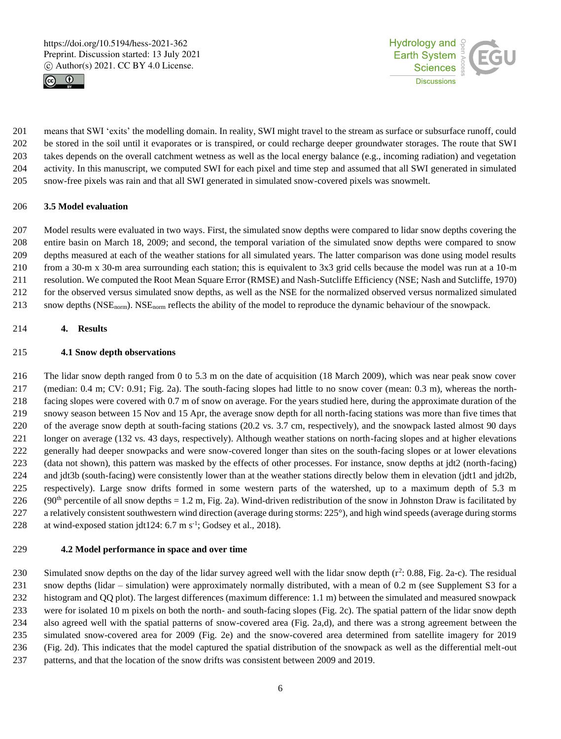means that SWI 'exits' the modelling domain. In reality, SWI might travel to the stream as surface or subsurface runoff, could be stored in the soil until it evaporates or is transpired, or could recharge deeper groundwater storages. The route that SWI takes depends on the overall catchment wetness as well as the local energy balance (e.g., incoming radiation) and vegetation activity. In this manuscript, we computed SWI for each pixel and time step and assumed that all SWI generated in simulated snow-free pixels was rain and that all SWI generated in simulated snow-covered pixels was snowmelt.

### 3.5 Model evaluation

Model results were evaluated in two ways. First, the simulated snow depths were compared to lidar snow depths covering the entire basin on March 18, 2009; and second, the temporal variation of the simulated snow depths were compared to snow depths measured at each of the weather stations for all simulated years. The latter comparison was done using model results from a 30-m x 30-m area surrounding each station; this is equivalent to 3x3 grid cells because the model was run at a 10-m resolution. We computed the Root Mean Square Error (RMSE) and Nash-Sutcliffe Efficiency (NSE; Nash and Sutcliffe, 1970) for the observed versus simulated snow depths, as well as the NSE for the normalized observed versus normalized simulated snow depths ($NSE_{norm}$). $NSE_{norm}$ reflects the ability of the model to reproduce the dynamic behaviour of the snowpack.

## 4. Results

### 4.1 Snow depth observations

The lidar snow depth ranged from 0 to 5.3 m on the date of acquisition (18 March 2009), which was near peak snow cover (median: 0.4 m; CV: 0.91; Fig. 2a). The south-facing slopes had little to no snow cover (mean: 0.3 m), whereas the north-facing slopes were covered with 0.7 m of snow on average. For the years studied here, during the approximate duration of the snowy season between 15 Nov and 15 Apr, the average snow depth for all north-facing stations was more than five times that of the average snow depth at south-facing stations (20.2 vs. 3.7 cm, respectively), and the snowpack lasted almost 90 days longer on average (132 vs. 43 days, respectively). Although weather stations on north-facing slopes and at higher elevations generally had deeper snowpacks and were snow-covered longer than sites on the south-facing slopes or at lower elevations (data not shown), this pattern was masked by the effects of other processes. For instance, snow depths at jdt2 (north-facing) and jdt3b (south-facing) were consistently lower than at the weather stations directly below them in elevation (jdt1 and jdt2b, respectively). Large snow drifts formed in some western parts of the watershed, up to a maximum depth of 5.3 m ($90^{th}$ percentile of all snow depths = 1.2 m, Fig. 2a). Wind-driven redistribution of the snow in Johnston Draw is facilitated by a relatively consistent southwestern wind direction (average during storms: 225°), and high wind speeds (average during storms at wind-exposed station jdt124: 6.7 m $s^{-1}$; Godsey et al., 2018).

### 4.2 Model performance in space and over time

Simulated snow depths on the day of the lidar survey agreed well with the lidar snow depth ($r^2$: 0.88, Fig. 2a-c). The residual snow depths (lidar – simulation) were approximately normally distributed, with a mean of 0.2 m (see Supplement S3 for a histogram and QQ plot). The largest differences (maximum difference: 1.1 m) between the simulated and measured snowpack were for isolated 10 m pixels on both the north- and south-facing slopes (Fig. 2c). The spatial pattern of the lidar snow depth also agreed well with the spatial patterns of snow-covered area (Fig. 2a,d), and there was a strong agreement between the simulated snow-covered area for 2009 (Fig. 2e) and the snow-covered area determined from satellite imagery for 2019 (Fig. 2d). This indicates that the model captured the spatial distribution of the snowpack as well as the differential melt-out patterns, and that the location of the snow drifts was consistent between 2009 and 2019.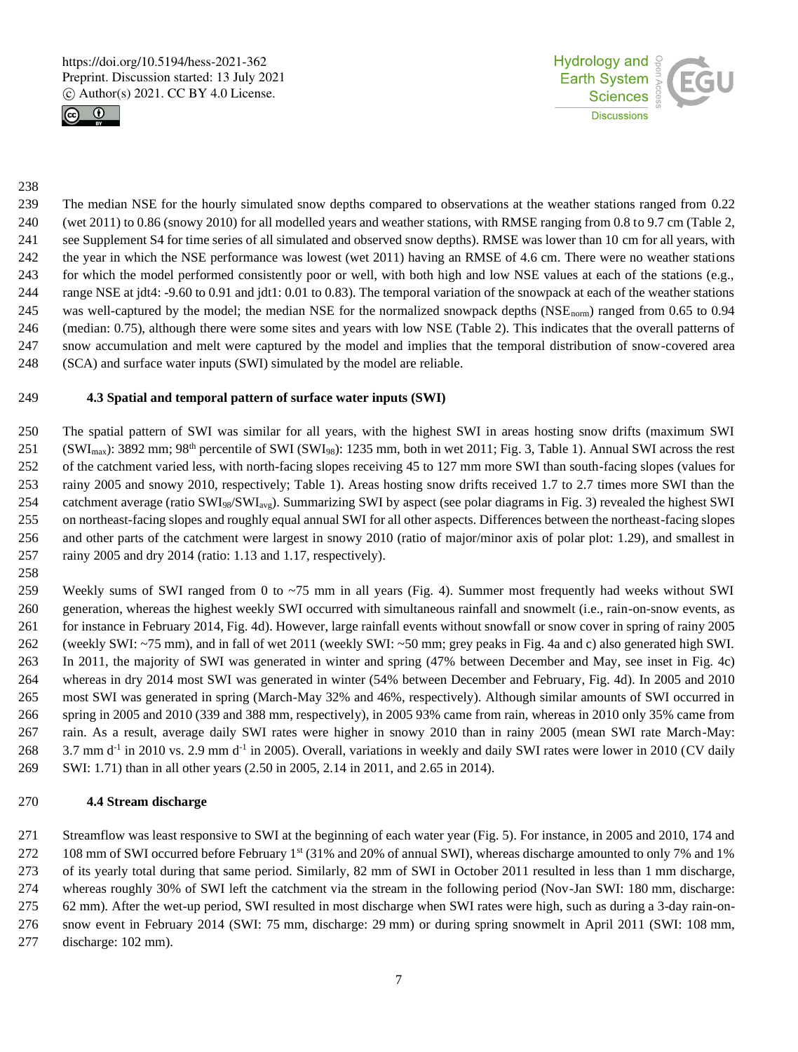The median NSE for the hourly simulated snow depths compared to observations at the weather stations ranged from 0.22 (wet 2011) to 0.86 (snowy 2010) for all modelled years and weather stations, with RMSE ranging from 0.8 to 9.7 cm (Table 2, see Supplement S4 for time series of all simulated and observed snow depths). RMSE was lower than 10 cm for all years, with the year in which the NSE performance was lowest (wet 2011) having an RMSE of 4.6 cm. There were no weather stations for which the model performed consistently poor or well, with both high and low NSE values at each of the stations (e.g., range NSE at jdt4: -9.60 to 0.91 and jdt1: 0.01 to 0.83). The temporal variation of the snowpack at each of the weather stations was well-captured by the model; the median NSE for the normalized snowpack depths ($NSE_{norm}$) ranged from 0.65 to 0.94 (median: 0.75), although there were some sites and years with low NSE (Table 2). This indicates that the overall patterns of snow accumulation and melt were captured by the model and implies that the temporal distribution of snow-covered area (SCA) and surface water inputs (SWI) simulated by the model are reliable.

### 4.3 Spatial and temporal pattern of surface water inputs (SWI)

The spatial pattern of SWI was similar for all years, with the highest SWI in areas hosting snow drifts (maximum SWI ($SWI_{max}$): 3892 mm; 98[th] percentile of SWI ($SWI_{98}$): 1235 mm, both in wet 2011; Fig. 3, Table 1). Annual SWI across the rest of the catchment varied less, with north-facing slopes receiving 45 to 127 mm more SWI than south-facing slopes (values for rainy 2005 and snowy 2010, respectively; Table 1). Areas hosting snow drifts received 1.7 to 2.7 times more SWI than the catchment average (ratio $SWI_{98}/SWI_{avg}$). Summarizing SWI by aspect (see polar diagrams in Fig. 3) revealed the highest SWI on northeast-facing slopes and roughly equal annual SWI for all other aspects. Differences between the northeast-facing slopes and other parts of the catchment were largest in snowy 2010 (ratio of major/minor axis of polar plot: 1.29), and smallest in rainy 2005 and dry 2014 (ratio: 1.13 and 1.17, respectively).

Weekly sums of SWI ranged from 0 to ~75 mm in all years (Fig. 4). Summer most frequently had weeks without SWI generation, whereas the highest weekly SWI occurred with simultaneous rainfall and snowmelt (i.e., rain-on-snow events, as for instance in February 2014, Fig. 4d). However, large rainfall events without snowfall or snow cover in spring of rainy 2005 (weekly SWI: ~75 mm), and in fall of wet 2011 (weekly SWI: ~50 mm; grey peaks in Fig. 4a and c) also generated high SWI. In 2011, the majority of SWI was generated in winter and spring (47% between December and May, see inset in Fig. 4c) whereas in dry 2014 most SWI was generated in winter (54% between December and February, Fig. 4d). In 2005 and 2010 most SWI was generated in spring (March-May 32% and 46%, respectively). Although similar amounts of SWI occurred in spring in 2005 and 2010 (339 and 388 mm, respectively), in 2005 93% came from rain, whereas in 2010 only 35% came from rain. As a result, average daily SWI rates were higher in snowy 2010 than in rainy 2005 (mean SWI rate March-May: 3.7 mm $d^{-1}$ in 2010 vs. 2.9 mm $d^{-1}$ in 2005). Overall, variations in weekly and daily SWI rates were lower in 2010 (CV daily SWI: 1.71) than in all other years (2.50 in 2005, 2.14 in 2011, and 2.65 in 2014).

### 4.4 Stream discharge

Streamflow was least responsive to SWI at the beginning of each water year (Fig. 5). For instance, in 2005 and 2010, 174 and 108 mm of SWI occurred before February 1[st] (31% and 20% of annual SWI), whereas discharge amounted to only 7% and 1% of its yearly total during that same period. Similarly, 82 mm of SWI in October 2011 resulted in less than 1 mm discharge, whereas roughly 30% of SWI left the catchment via the stream in the following period (Nov-Jan SWI: 180 mm, discharge: 62 mm). After the wet-up period, SWI resulted in most discharge when SWI rates were high, such as during a 3-day rain-on-snow event in February 2014 (SWI: 75 mm, discharge: 29 mm) or during spring snowmelt in April 2011 (SWI: 108 mm, discharge: 102 mm).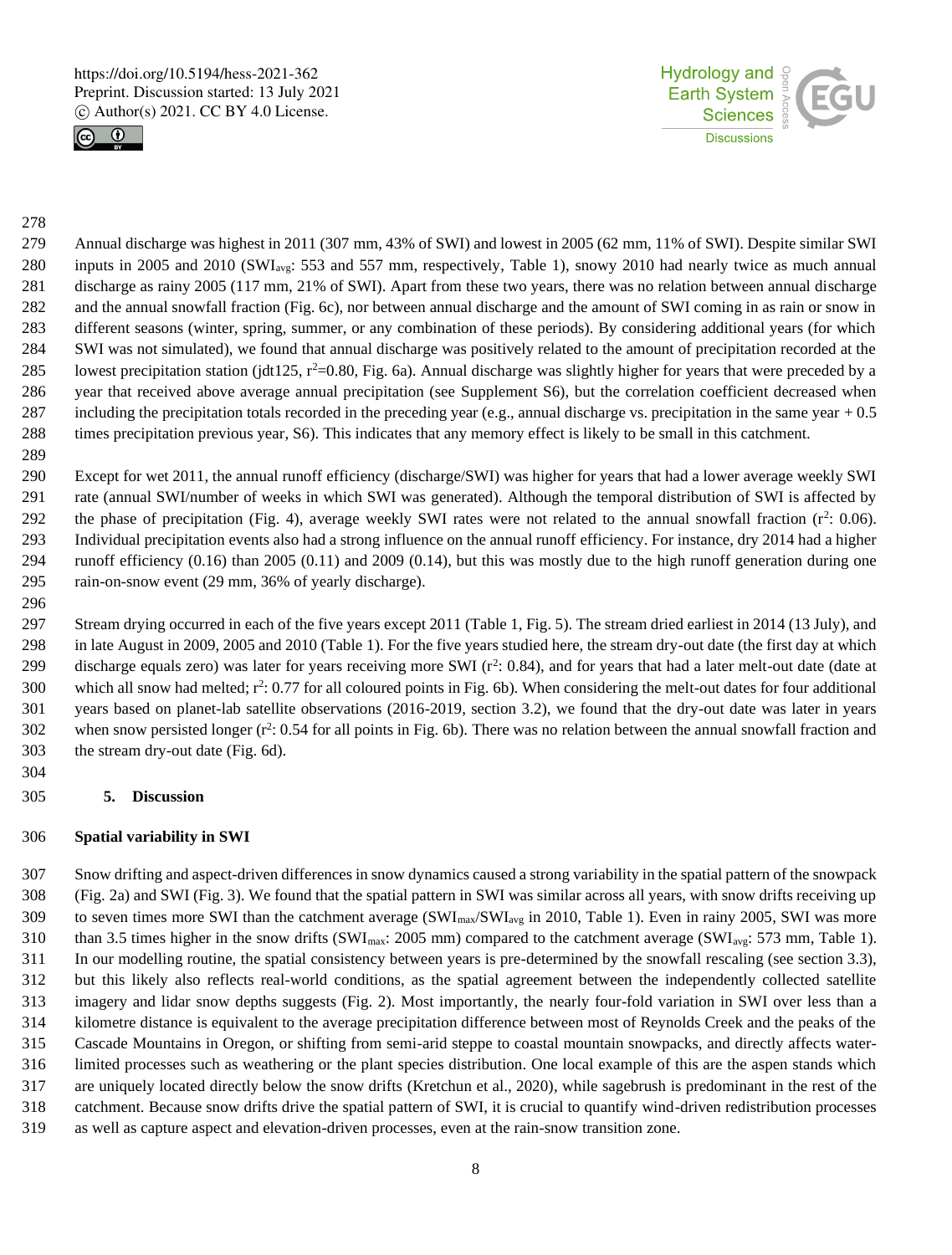Annual discharge was highest in 2011 (307 mm, 43% of SWI) and lowest in 2005 (62 mm, 11% of SWI). Despite similar SWI inputs in 2005 and 2010 ($SWI_{avg}$: 553 and 557 mm, respectively, Table 1), snowy 2010 had nearly twice as much annual discharge as rainy 2005 (117 mm, 21% of SWI). Apart from these two years, there was no relation between annual discharge and the annual snowfall fraction (Fig. 6c), nor between annual discharge and the amount of SWI coming in as rain or snow in different seasons (winter, spring, summer, or any combination of these periods). By considering additional years (for which SWI was not simulated), we found that annual discharge was positively related to the amount of precipitation recorded at the lowest precipitation station (jdt125, $r^2$=0.80, Fig. 6a). Annual discharge was slightly higher for years that were preceded by a year that received above average annual precipitation (see Supplement S6), but the correlation coefficient decreased when including the precipitation totals recorded in the preceding year (e.g., annual discharge vs. precipitation in the same year + 0.5 times precipitation previous year, S6). This indicates that any memory effect is likely to be small in this catchment.

Except for wet 2011, the annual runoff efficiency (discharge/SWI) was higher for years that had a lower average weekly SWI rate (annual SWI/number of weeks in which SWI was generated). Although the temporal distribution of SWI is affected by the phase of precipitation (Fig. 4), average weekly SWI rates were not related to the annual snowfall fraction ($r^2$: 0.06). Individual precipitation events also had a strong influence on the annual runoff efficiency. For instance, dry 2014 had a higher runoff efficiency (0.16) than 2005 (0.11) and 2009 (0.14), but this was mostly due to the high runoff generation during one rain-on-snow event (29 mm, 36% of yearly discharge).

Stream drying occurred in each of the five years except 2011 (Table 1, Fig. 5). The stream dried earliest in 2014 (13 July), and in late August in 2009, 2005 and 2010 (Table 1). For the five years studied here, the stream dry-out date (the first day at which discharge equals zero) was later for years receiving more SWI ($r^2$: 0.84), and for years that had a later melt-out date (date at which all snow had melted; $r^2$: 0.77 for all coloured points in Fig. 6b). When considering the melt-out dates for four additional years based on planet-lab satellite observations (2016-2019, section 3.2), we found that the dry-out date was later in years when snow persisted longer ($r^2$: 0.54 for all points in Fig. 6b). There was no relation between the annual snowfall fraction and the stream dry-out date (Fig. 6d).

## 5. Discussion

### Spatial variability in SWI

Snow drifting and aspect-driven differences in snow dynamics caused a strong variability in the spatial pattern of the snowpack (Fig. 2a) and SWI (Fig. 3). We found that the spatial pattern in SWI was similar across all years, with snow drifts receiving up to seven times more SWI than the catchment average ($SWI_{max}/SWI_{avg}$ in 2010, Table 1). Even in rainy 2005, SWI was more than 3.5 times higher in the snow drifts ($SWI_{max}$: 2005 mm) compared to the catchment average ($SWI_{avg}$: 573 mm, Table 1). In our modelling routine, the spatial consistency between years is pre-determined by the snowfall rescaling (see section 3.3), but this likely also reflects real-world conditions, as the spatial agreement between the independently collected satellite imagery and lidar snow depths suggests (Fig. 2). Most importantly, the nearly four-fold variation in SWI over less than a kilometre distance is equivalent to the average precipitation difference between most of Reynolds Creek and the peaks of the Cascade Mountains in Oregon, or shifting from semi-arid steppe to coastal mountain snowpacks, and directly affects water-limited processes such as weathering or the plant species distribution. One local example of this are the aspen stands which are uniquely located directly below the snow drifts (Kretchun et al., 2020), while sagebrush is predominant in the rest of the catchment. Because snow drifts drive the spatial pattern of SWI, it is crucial to quantify wind-driven redistribution processes as well as capture aspect and elevation-driven processes, even at the rain-snow transition zone.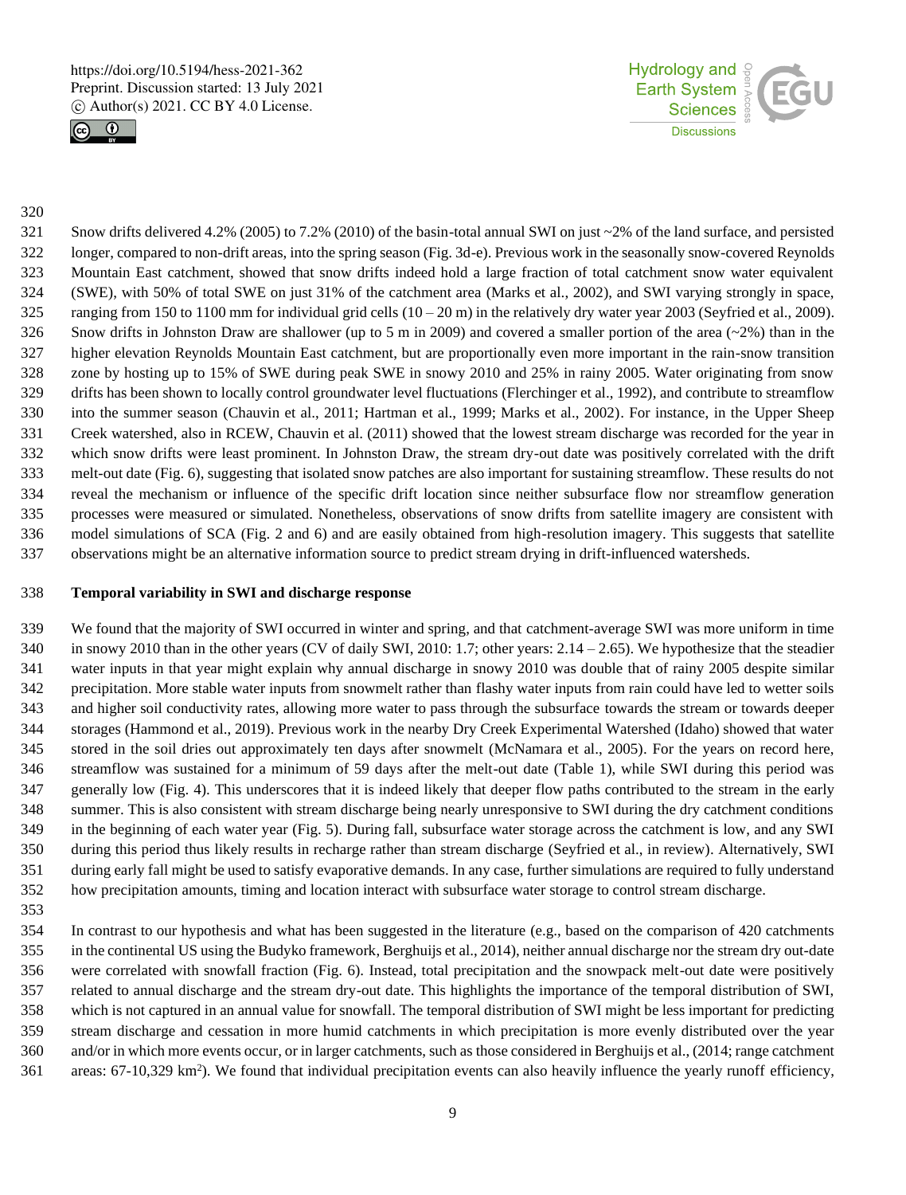Snow drifts delivered 4.2% (2005) to 7.2% (2010) of the basin-total annual SWI on just ~2% of the land surface, and persisted longer, compared to non-drift areas, into the spring season (Fig. 3d-e). Previous work in the seasonally snow-covered Reynolds Mountain East catchment, showed that snow drifts indeed hold a large fraction of total catchment snow water equivalent (SWE), with 50% of total SWE on just 31% of the catchment area (Marks et al., 2002), and SWI varying strongly in space, ranging from 150 to 1100 mm for individual grid cells (10 – 20 m) in the relatively dry water year 2003 (Seyfried et al., 2009). Snow drifts in Johnston Draw are shallower (up to 5 m in 2009) and covered a smaller portion of the area (~2%) than in the higher elevation Reynolds Mountain East catchment, but are proportionally even more important in the rain-snow transition zone by hosting up to 15% of SWE during peak SWE in snowy 2010 and 25% in rainy 2005. Water originating from snow drifts has been shown to locally control groundwater level fluctuations (Flerchinger et al., 1992), and contribute to streamflow into the summer season (Chauvin et al., 2011; Hartman et al., 1999; Marks et al., 2002). For instance, in the Upper Sheep Creek watershed, also in RCEW, Chauvin et al. (2011) showed that the lowest stream discharge was recorded for the year in which snow drifts were least prominent. In Johnston Draw, the stream dry-out date was positively correlated with the drift melt-out date (Fig. 6), suggesting that isolated snow patches are also important for sustaining streamflow. These results do not reveal the mechanism or influence of the specific drift location since neither subsurface flow nor streamflow generation processes were measured or simulated. Nonetheless, observations of snow drifts from satellite imagery are consistent with model simulations of SCA (Fig. 2 and 6) and are easily obtained from high-resolution imagery. This suggests that satellite observations might be an alternative information source to predict stream drying in drift-influenced watersheds.

**Temporal variability in SWI and discharge response**

We found that the majority of SWI occurred in winter and spring, and that catchment-average SWI was more uniform in time in snowy 2010 than in the other years (CV of daily SWI, 2010: 1.7; other years: 2.14 – 2.65). We hypothesize that the steadier water inputs in that year might explain why annual discharge in snowy 2010 was double that of rainy 2005 despite similar precipitation. More stable water inputs from snowmelt rather than flashy water inputs from rain could have led to wetter soils and higher soil conductivity rates, allowing more water to pass through the subsurface towards the stream or towards deeper storages (Hammond et al., 2019). Previous work in the nearby Dry Creek Experimental Watershed (Idaho) showed that water stored in the soil dries out approximately ten days after snowmelt (McNamara et al., 2005). For the years on record here, streamflow was sustained for a minimum of 59 days after the melt-out date (Table 1), while SWI during this period was generally low (Fig. 4). This underscores that it is indeed likely that deeper flow paths contributed to the stream in the early summer. This is also consistent with stream discharge being nearly unresponsive to SWI during the dry catchment conditions in the beginning of each water year (Fig. 5). During fall, subsurface water storage across the catchment is low, and any SWI during this period thus likely results in recharge rather than stream discharge (Seyfried et al., in review). Alternatively, SWI during early fall might be used to satisfy evaporative demands. In any case, further simulations are required to fully understand how precipitation amounts, timing and location interact with subsurface water storage to control stream discharge.

In contrast to our hypothesis and what has been suggested in the literature (e.g., based on the comparison of 420 catchments in the continental US using the Budyko framework, Berghuijs et al., 2014), neither annual discharge nor the stream dry out-date were correlated with snowfall fraction (Fig. 6). Instead, total precipitation and the snowpack melt-out date were positively related to annual discharge and the stream dry-out date. This highlights the importance of the temporal distribution of SWI, which is not captured in an annual value for snowfall. The temporal distribution of SWI might be less important for predicting stream discharge and cessation in more humid catchments in which precipitation is more evenly distributed over the year and/or in which more events occur, or in larger catchments, such as those considered in Berghuijs et al., (2014; range catchment areas: 67-10,329 km$^2$). We found that individual precipitation events can also heavily influence the yearly runoff efficiency,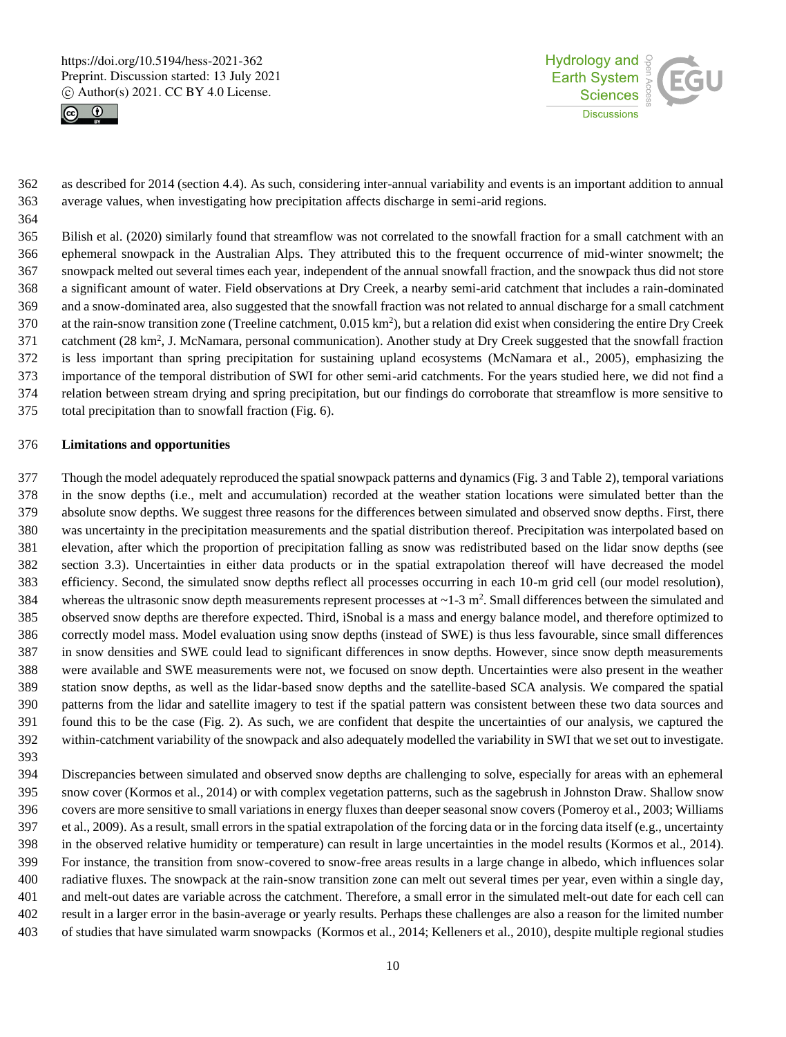as described for 2014 (section 4.4). As such, considering inter-annual variability and events is an important addition to annual average values, when investigating how precipitation affects discharge in semi-arid regions.

Bilish et al. (2020) similarly found that streamflow was not correlated to the snowfall fraction for a small catchment with an ephemeral snowpack in the Australian Alps. They attributed this to the frequent occurrence of mid-winter snowmelt; the snowpack melted out several times each year, independent of the annual snowfall fraction, and the snowpack thus did not store a significant amount of water. Field observations at Dry Creek, a nearby semi-arid catchment that includes a rain-dominated and a snow-dominated area, also suggested that the snowfall fraction was not related to annual discharge for a small catchment at the rain-snow transition zone (Treeline catchment, 0.015 km$^2$), but a relation did exist when considering the entire Dry Creek catchment (28 km$^2$, J. McNamara, personal communication). Another study at Dry Creek suggested that the snowfall fraction is less important than spring precipitation for sustaining upland ecosystems (McNamara et al., 2005), emphasizing the importance of the temporal distribution of SWI for other semi-arid catchments. For the years studied here, we did not find a relation between stream drying and spring precipitation, but our findings do corroborate that streamflow is more sensitive to total precipitation than to snowfall fraction (Fig. 6).

## Limitations and opportunities

Though the model adequately reproduced the spatial snowpack patterns and dynamics (Fig. 3 and Table 2), temporal variations in the snow depths (i.e., melt and accumulation) recorded at the weather station locations were simulated better than the absolute snow depths. We suggest three reasons for the differences between simulated and observed snow depths. First, there was uncertainty in the precipitation measurements and the spatial distribution thereof. Precipitation was interpolated based on elevation, after which the proportion of precipitation falling as snow was redistributed based on the lidar snow depths (see section 3.3). Uncertainties in either data products or in the spatial extrapolation thereof will have decreased the model efficiency. Second, the simulated snow depths reflect all processes occurring in each 10-m grid cell (our model resolution), whereas the ultrasonic snow depth measurements represent processes at ~1-3 m$^2$. Small differences between the simulated and observed snow depths are therefore expected. Third, iSnobal is a mass and energy balance model, and therefore optimized to correctly model mass. Model evaluation using snow depths (instead of SWE) is thus less favourable, since small differences in snow densities and SWE could lead to significant differences in snow depths. However, since snow depth measurements were available and SWE measurements were not, we focused on snow depth. Uncertainties were also present in the weather station snow depths, as well as the lidar-based snow depths and the satellite-based SCA analysis. We compared the spatial patterns from the lidar and satellite imagery to test if the spatial pattern was consistent between these two data sources and found this to be the case (Fig. 2). As such, we are confident that despite the uncertainties of our analysis, we captured the within-catchment variability of the snowpack and also adequately modelled the variability in SWI that we set out to investigate.

Discrepancies between simulated and observed snow depths are challenging to solve, especially for areas with an ephemeral snow cover (Kormos et al., 2014) or with complex vegetation patterns, such as the sagebrush in Johnston Draw. Shallow snow covers are more sensitive to small variations in energy fluxes than deeper seasonal snow covers (Pomeroy et al., 2003; Williams et al., 2009). As a result, small errors in the spatial extrapolation of the forcing data or in the forcing data itself (e.g., uncertainty in the observed relative humidity or temperature) can result in large uncertainties in the model results (Kormos et al., 2014). For instance, the transition from snow-covered to snow-free areas results in a large change in albedo, which influences solar radiative fluxes. The snowpack at the rain-snow transition zone can melt out several times per year, even within a single day, and melt-out dates are variable across the catchment. Therefore, a small error in the simulated melt-out date for each cell can result in a larger error in the basin-average or yearly results. Perhaps these challenges are also a reason for the limited number of studies that have simulated warm snowpacks (Kormos et al., 2014; Kelleners et al., 2010), despite multiple regional studies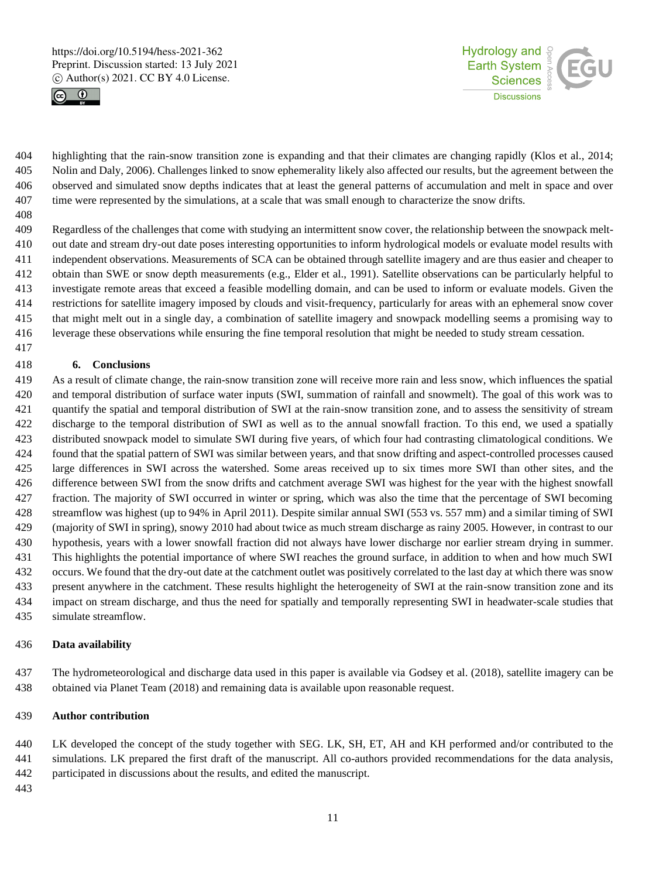highlighting that the rain-snow transition zone is expanding and that their climates are changing rapidly (Klos et al., 2014; Nolin and Daly, 2006). Challenges linked to snow ephemerality likely also affected our results, but the agreement between the observed and simulated snow depths indicates that at least the general patterns of accumulation and melt in space and over time were represented by the simulations, at a scale that was small enough to characterize the snow drifts.

Regardless of the challenges that come with studying an intermittent snow cover, the relationship between the snowpack melt-out date and stream dry-out date poses interesting opportunities to inform hydrological models or evaluate model results with independent observations. Measurements of SCA can be obtained through satellite imagery and are thus easier and cheaper to obtain than SWE or snow depth measurements (e.g., Elder et al., 1991). Satellite observations can be particularly helpful to investigate remote areas that exceed a feasible modelling domain, and can be used to inform or evaluate models. Given the restrictions for satellite imagery imposed by clouds and visit-frequency, particularly for areas with an ephemeral snow cover that might melt out in a single day, a combination of satellite imagery and snowpack modelling seems a promising way to leverage these observations while ensuring the fine temporal resolution that might be needed to study stream cessation.

## 6. Conclusions

As a result of climate change, the rain-snow transition zone will receive more rain and less snow, which influences the spatial and temporal distribution of surface water inputs (SWI, summation of rainfall and snowmelt). The goal of this work was to quantify the spatial and temporal distribution of SWI at the rain-snow transition zone, and to assess the sensitivity of stream discharge to the temporal distribution of SWI as well as to the annual snowfall fraction. To this end, we used a spatially distributed snowpack model to simulate SWI during five years, of which four had contrasting climatological conditions. We found that the spatial pattern of SWI was similar between years, and that snow drifting and aspect-controlled processes caused large differences in SWI across the watershed. Some areas received up to six times more SWI than other sites, and the difference between SWI from the snow drifts and catchment average SWI was highest for the year with the highest snowfall fraction. The majority of SWI occurred in winter or spring, which was also the time that the percentage of SWI becoming streamflow was highest (up to 94% in April 2011). Despite similar annual SWI (553 vs. 557 mm) and a similar timing of SWI (majority of SWI in spring), snowy 2010 had about twice as much stream discharge as rainy 2005. However, in contrast to our hypothesis, years with a lower snowfall fraction did not always have lower discharge nor earlier stream drying in summer. This highlights the potential importance of where SWI reaches the ground surface, in addition to when and how much SWI occurs. We found that the dry-out date at the catchment outlet was positively correlated to the last day at which there was snow present anywhere in the catchment. These results highlight the heterogeneity of SWI at the rain-snow transition zone and its impact on stream discharge, and thus the need for spatially and temporally representing SWI in headwater-scale studies that simulate streamflow.

**Data availability**

The hydrometeorological and discharge data used in this paper is available via Godsey et al. (2018), satellite imagery can be obtained via Planet Team (2018) and remaining data is available upon reasonable request.

**Author contribution**

LK developed the concept of the study together with SEG. LK, SH, ET, AH and KH performed and/or contributed to the simulations. LK prepared the first draft of the manuscript. All co-authors provided recommendations for the data analysis, participated in discussions about the results, and edited the manuscript.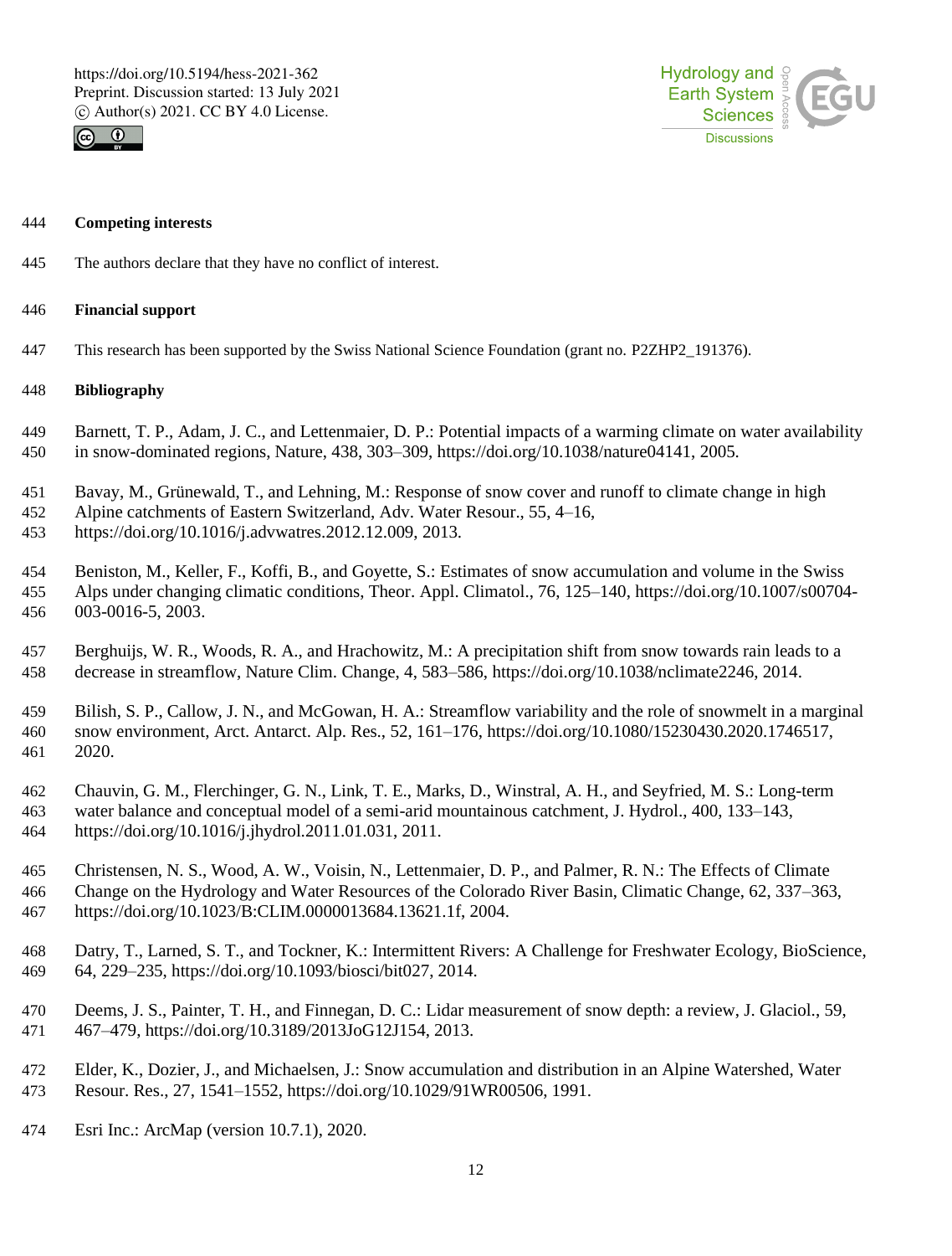**Competing interests**

The authors declare that they have no conflict of interest.

**Financial support**

This research has been supported by the Swiss National Science Foundation (grant no. P2ZHP2_191376).

**Bibliography**

Barnett, T. P., Adam, J. C., and Lettenmaier, D. P.: Potential impacts of a warming climate on water availability in snow-dominated regions, Nature, 438, 303–309, https://doi.org/10.1038/nature04141, 2005.

Bavay, M., Grünewald, T., and Lehning, M.: Response of snow cover and runoff to climate change in high Alpine catchments of Eastern Switzerland, Adv. Water Resour., 55, 4–16, https://doi.org/10.1016/j.advwatres.2012.12.009, 2013.

Beniston, M., Keller, F., Koffi, B., and Goyette, S.: Estimates of snow accumulation and volume in the Swiss Alps under changing climatic conditions, Theor. Appl. Climatol., 76, 125–140, https://doi.org/10.1007/s00704-003-0016-5, 2003.

Berghuijs, W. R., Woods, R. A., and Hrachowitz, M.: A precipitation shift from snow towards rain leads to a decrease in streamflow, Nature Clim. Change, 4, 583–586, https://doi.org/10.1038/nclimate2246, 2014.

Bilish, S. P., Callow, J. N., and McGowan, H. A.: Streamflow variability and the role of snowmelt in a marginal snow environment, Arct. Antarct. Alp. Res., 52, 161–176, https://doi.org/10.1080/15230430.2020.1746517, 2020.

Chauvin, G. M., Flerchinger, G. N., Link, T. E., Marks, D., Winstral, A. H., and Seyfried, M. S.: Long-term water balance and conceptual model of a semi-arid mountainous catchment, J. Hydrol., 400, 133–143, https://doi.org/10.1016/j.jhydrol.2011.01.031, 2011.

Christensen, N. S., Wood, A. W., Voisin, N., Lettenmaier, D. P., and Palmer, R. N.: The Effects of Climate Change on the Hydrology and Water Resources of the Colorado River Basin, Climatic Change, 62, 337–363, https://doi.org/10.1023/B:CLIM.0000013684.13621.1f, 2004.

Datry, T., Larned, S. T., and Tockner, K.: Intermittent Rivers: A Challenge for Freshwater Ecology, BioScience, 64, 229–235, https://doi.org/10.1093/biosci/bit027, 2014.

Deems, J. S., Painter, T. H., and Finnegan, D. C.: Lidar measurement of snow depth: a review, J. Glaciol., 59, 467–479, https://doi.org/10.3189/2013JoG12J154, 2013.

Elder, K., Dozier, J., and Michaelsen, J.: Snow accumulation and distribution in an Alpine Watershed, Water Resour. Res., 27, 1541–1552, https://doi.org/10.1029/91WR00506, 1991.

Esri Inc.: ArcMap (version 10.7.1), 2020.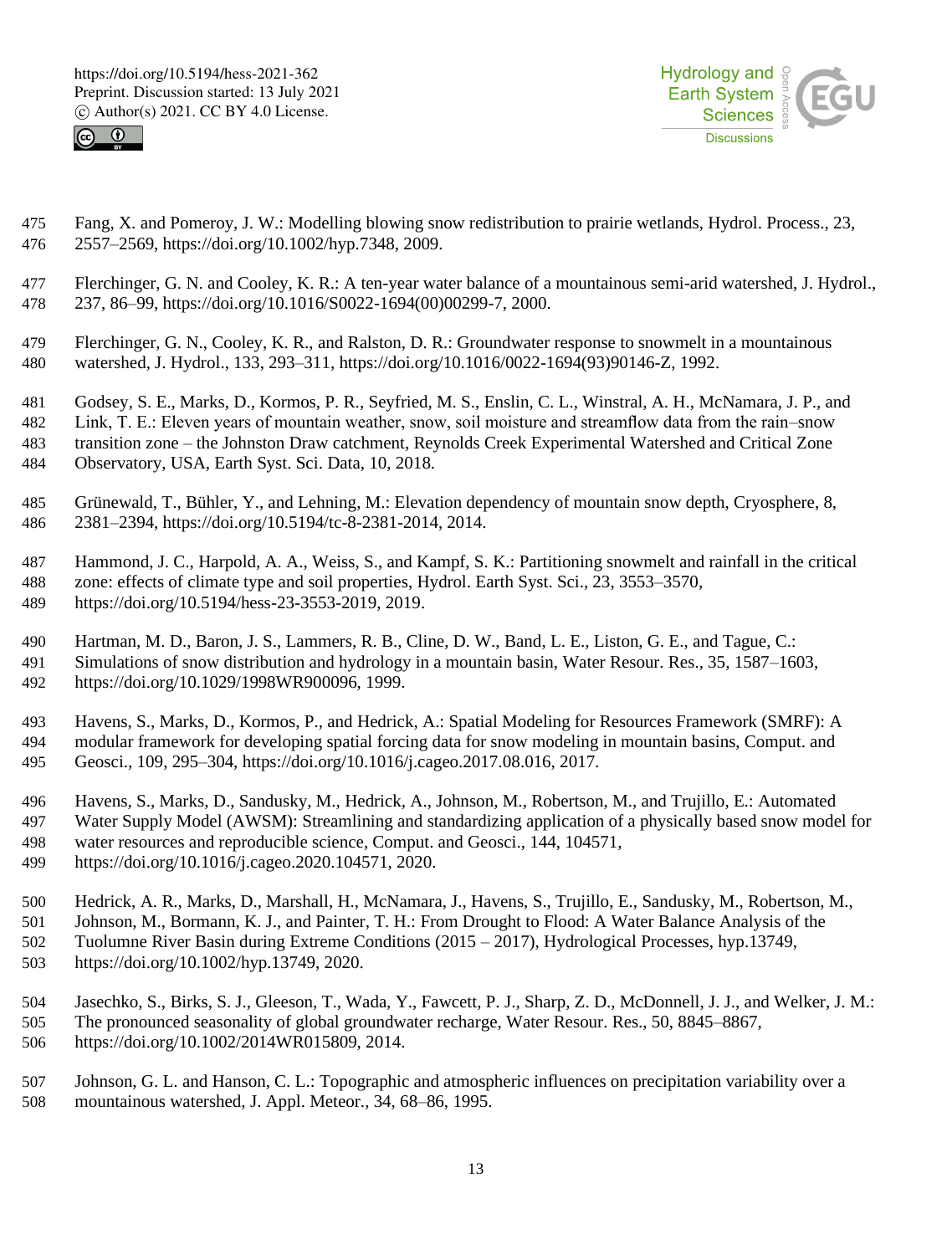Fang, X. and Pomeroy, J. W.: Modelling blowing snow redistribution to prairie wetlands, Hydrol. Process., 23, 2557–2569, https://doi.org/10.1002/hyp.7348, 2009.

Flerchinger, G. N. and Cooley, K. R.: A ten-year water balance of a mountainous semi-arid watershed, J. Hydrol., 237, 86–99, https://doi.org/10.1016/S0022-1694(00)00299-7, 2000.

Flerchinger, G. N., Cooley, K. R., and Ralston, D. R.: Groundwater response to snowmelt in a mountainous watershed, J. Hydrol., 133, 293–311, https://doi.org/10.1016/0022-1694(93)90146-Z, 1992.

Godsey, S. E., Marks, D., Kormos, P. R., Seyfried, M. S., Enslin, C. L., Winstral, A. H., McNamara, J. P., and Link, T. E.: Eleven years of mountain weather, snow, soil moisture and streamflow data from the rain–snow transition zone – the Johnston Draw catchment, Reynolds Creek Experimental Watershed and Critical Zone Observatory, USA, Earth Syst. Sci. Data, 10, 2018.

Grünewald, T., Bühler, Y., and Lehning, M.: Elevation dependency of mountain snow depth, Cryosphere, 8, 2381–2394, https://doi.org/10.5194/tc-8-2381-2014, 2014.

Hammond, J. C., Harpold, A. A., Weiss, S., and Kampf, S. K.: Partitioning snowmelt and rainfall in the critical zone: effects of climate type and soil properties, Hydrol. Earth Syst. Sci., 23, 3553–3570, https://doi.org/10.5194/hess-23-3553-2019, 2019.

Hartman, M. D., Baron, J. S., Lammers, R. B., Cline, D. W., Band, L. E., Liston, G. E., and Tague, C.: Simulations of snow distribution and hydrology in a mountain basin, Water Resour. Res., 35, 1587–1603, https://doi.org/10.1029/1998WR900096, 1999.

Havens, S., Marks, D., Kormos, P., and Hedrick, A.: Spatial Modeling for Resources Framework (SMRF): A modular framework for developing spatial forcing data for snow modeling in mountain basins, Comput. and Geosci., 109, 295–304, https://doi.org/10.1016/j.cageo.2017.08.016, 2017.

Havens, S., Marks, D., Sandusky, M., Hedrick, A., Johnson, M., Robertson, M., and Trujillo, E.: Automated Water Supply Model (AWSM): Streamlining and standardizing application of a physically based snow model for water resources and reproducible science, Comput. and Geosci., 144, 104571, https://doi.org/10.1016/j.cageo.2020.104571, 2020.

Hedrick, A. R., Marks, D., Marshall, H., McNamara, J., Havens, S., Trujillo, E., Sandusky, M., Robertson, M., Johnson, M., Bormann, K. J., and Painter, T. H.: From Drought to Flood: A Water Balance Analysis of the Tuolumne River Basin during Extreme Conditions (2015 – 2017), Hydrological Processes, hyp.13749, https://doi.org/10.1002/hyp.13749, 2020.

Jasechko, S., Birks, S. J., Gleeson, T., Wada, Y., Fawcett, P. J., Sharp, Z. D., McDonnell, J. J., and Welker, J. M.: The pronounced seasonality of global groundwater recharge, Water Resour. Res., 50, 8845–8867, https://doi.org/10.1002/2014WR015809, 2014.

Johnson, G. L. and Hanson, C. L.: Topographic and atmospheric influences on precipitation variability over a mountainous watershed, J. Appl. Meteor., 34, 68–86, 1995.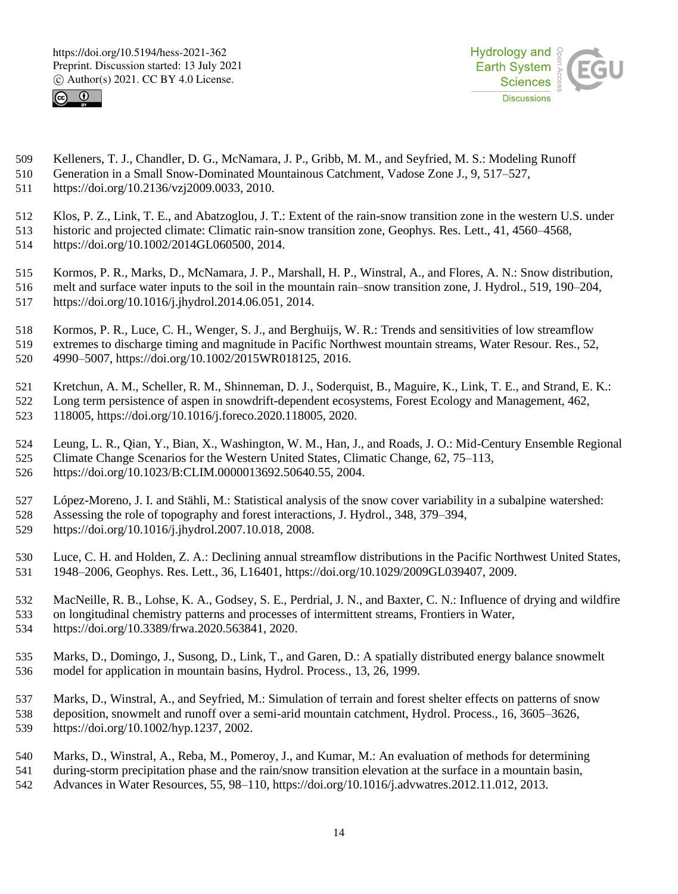Kelleners, T. J., Chandler, D. G., McNamara, J. P., Gribb, M. M., and Seyfried, M. S.: Modeling Runoff Generation in a Small Snow-Dominated Mountainous Catchment, Vadose Zone J., 9, 517–527, https://doi.org/10.2136/vzj2009.0033, 2010.

Klos, P. Z., Link, T. E., and Abatzoglou, J. T.: Extent of the rain-snow transition zone in the western U.S. under historic and projected climate: Climatic rain-snow transition zone, Geophys. Res. Lett., 41, 4560–4568, https://doi.org/10.1002/2014GL060500, 2014.

Kormos, P. R., Marks, D., McNamara, J. P., Marshall, H. P., Winstral, A., and Flores, A. N.: Snow distribution, melt and surface water inputs to the soil in the mountain rain–snow transition zone, J. Hydrol., 519, 190–204, https://doi.org/10.1016/j.jhydrol.2014.06.051, 2014.

Kormos, P. R., Luce, C. H., Wenger, S. J., and Berghuijs, W. R.: Trends and sensitivities of low streamflow extremes to discharge timing and magnitude in Pacific Northwest mountain streams, Water Resour. Res., 52, 4990–5007, https://doi.org/10.1002/2015WR018125, 2016.

Kretchun, A. M., Scheller, R. M., Shinneman, D. J., Soderquist, B., Maguire, K., Link, T. E., and Strand, E. K.: Long term persistence of aspen in snowdrift-dependent ecosystems, Forest Ecology and Management, 462, 118005, https://doi.org/10.1016/j.foreco.2020.118005, 2020.

Leung, L. R., Qian, Y., Bian, X., Washington, W. M., Han, J., and Roads, J. O.: Mid-Century Ensemble Regional Climate Change Scenarios for the Western United States, Climatic Change, 62, 75–113, https://doi.org/10.1023/B:CLIM.0000013692.50640.55, 2004.

López-Moreno, J. I. and Stähli, M.: Statistical analysis of the snow cover variability in a subalpine watershed: Assessing the role of topography and forest interactions, J. Hydrol., 348, 379–394, https://doi.org/10.1016/j.jhydrol.2007.10.018, 2008.

Luce, C. H. and Holden, Z. A.: Declining annual streamflow distributions in the Pacific Northwest United States, 1948–2006, Geophys. Res. Lett., 36, L16401, https://doi.org/10.1029/2009GL039407, 2009.

MacNeille, R. B., Lohse, K. A., Godsey, S. E., Perdrial, J. N., and Baxter, C. N.: Influence of drying and wildfire on longitudinal chemistry patterns and processes of intermittent streams, Frontiers in Water, https://doi.org/10.3389/frwa.2020.563841, 2020.

Marks, D., Domingo, J., Susong, D., Link, T., and Garen, D.: A spatially distributed energy balance snowmelt model for application in mountain basins, Hydrol. Process., 13, 26, 1999.

Marks, D., Winstral, A., and Seyfried, M.: Simulation of terrain and forest shelter effects on patterns of snow deposition, snowmelt and runoff over a semi-arid mountain catchment, Hydrol. Process., 16, 3605–3626, https://doi.org/10.1002/hyp.1237, 2002.

Marks, D., Winstral, A., Reba, M., Pomeroy, J., and Kumar, M.: An evaluation of methods for determining during-storm precipitation phase and the rain/snow transition elevation at the surface in a mountain basin, Advances in Water Resources, 55, 98–110, https://doi.org/10.1016/j.advwatres.2012.11.012, 2013.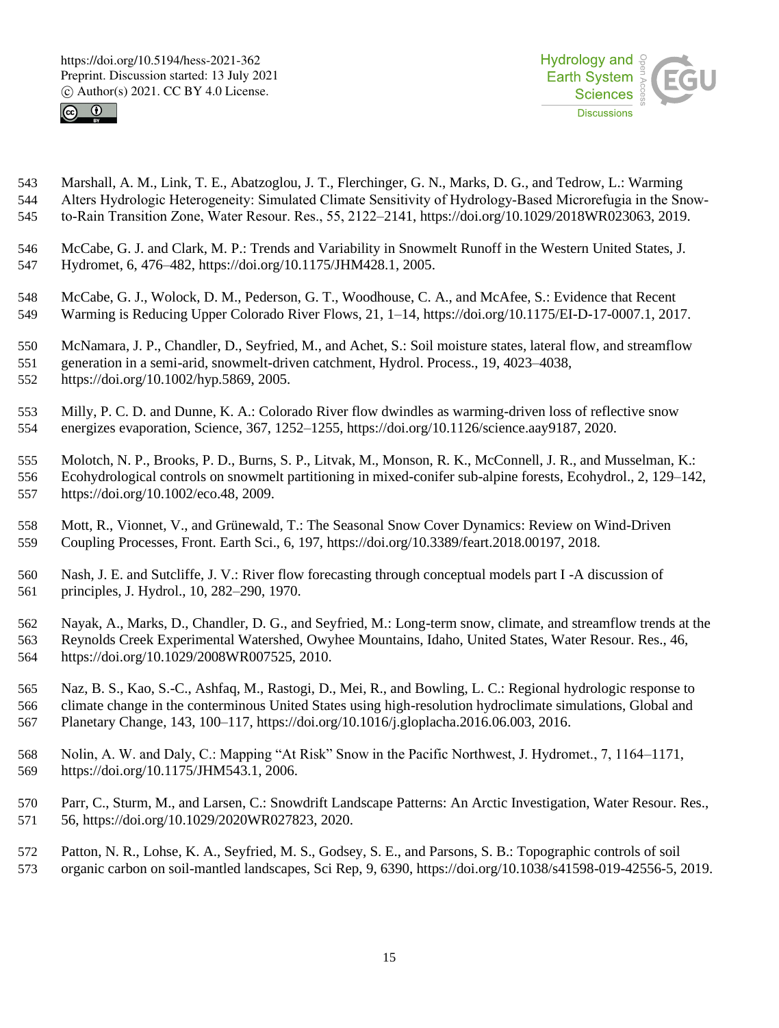Marshall, A. M., Link, T. E., Abatzoglou, J. T., Flerchinger, G. N., Marks, D. G., and Tedrow, L.: Warming Alters Hydrologic Heterogeneity: Simulated Climate Sensitivity of Hydrology-Based Microrefugia in the Snow-to-Rain Transition Zone, Water Resour. Res., 55, 2122–2141, https://doi.org/10.1029/2018WR023063, 2019.

McCabe, G. J. and Clark, M. P.: Trends and Variability in Snowmelt Runoff in the Western United States, J. Hydromet, 6, 476–482, https://doi.org/10.1175/JHM428.1, 2005.

McCabe, G. J., Wolock, D. M., Pederson, G. T., Woodhouse, C. A., and McAfee, S.: Evidence that Recent Warming is Reducing Upper Colorado River Flows, 21, 1–14, https://doi.org/10.1175/EI-D-17-0007.1, 2017.

McNamara, J. P., Chandler, D., Seyfried, M., and Achet, S.: Soil moisture states, lateral flow, and streamflow generation in a semi-arid, snowmelt-driven catchment, Hydrol. Process., 19, 4023–4038, https://doi.org/10.1002/hyp.5869, 2005.

Milly, P. C. D. and Dunne, K. A.: Colorado River flow dwindles as warming-driven loss of reflective snow energizes evaporation, Science, 367, 1252–1255, https://doi.org/10.1126/science.aay9187, 2020.

Molotch, N. P., Brooks, P. D., Burns, S. P., Litvak, M., Monson, R. K., McConnell, J. R., and Musselman, K.: Ecohydrological controls on snowmelt partitioning in mixed-conifer sub-alpine forests, Ecohydrol., 2, 129–142, https://doi.org/10.1002/eco.48, 2009.

Mott, R., Vionnet, V., and Grünewald, T.: The Seasonal Snow Cover Dynamics: Review on Wind-Driven Coupling Processes, Front. Earth Sci., 6, 197, https://doi.org/10.3389/feart.2018.00197, 2018.

Nash, J. E. and Sutcliffe, J. V.: River flow forecasting through conceptual models part I -A discussion of principles, J. Hydrol., 10, 282–290, 1970.

Nayak, A., Marks, D., Chandler, D. G., and Seyfried, M.: Long-term snow, climate, and streamflow trends at the Reynolds Creek Experimental Watershed, Owyhee Mountains, Idaho, United States, Water Resour. Res., 46, https://doi.org/10.1029/2008WR007525, 2010.

Naz, B. S., Kao, S.-C., Ashfaq, M., Rastogi, D., Mei, R., and Bowling, L. C.: Regional hydrologic response to climate change in the conterminous United States using high-resolution hydroclimate simulations, Global and Planetary Change, 143, 100–117, https://doi.org/10.1016/j.gloplacha.2016.06.003, 2016.

Nolin, A. W. and Daly, C.: Mapping "At Risk" Snow in the Pacific Northwest, J. Hydromet., 7, 1164–1171, https://doi.org/10.1175/JHM543.1, 2006.

Parr, C., Sturm, M., and Larsen, C.: Snowdrift Landscape Patterns: An Arctic Investigation, Water Resour. Res., 56, https://doi.org/10.1029/2020WR027823, 2020.

Patton, N. R., Lohse, K. A., Seyfried, M. S., Godsey, S. E., and Parsons, S. B.: Topographic controls of soil organic carbon on soil-mantled landscapes, Sci Rep, 9, 6390, https://doi.org/10.1038/s41598-019-42556-5, 2019.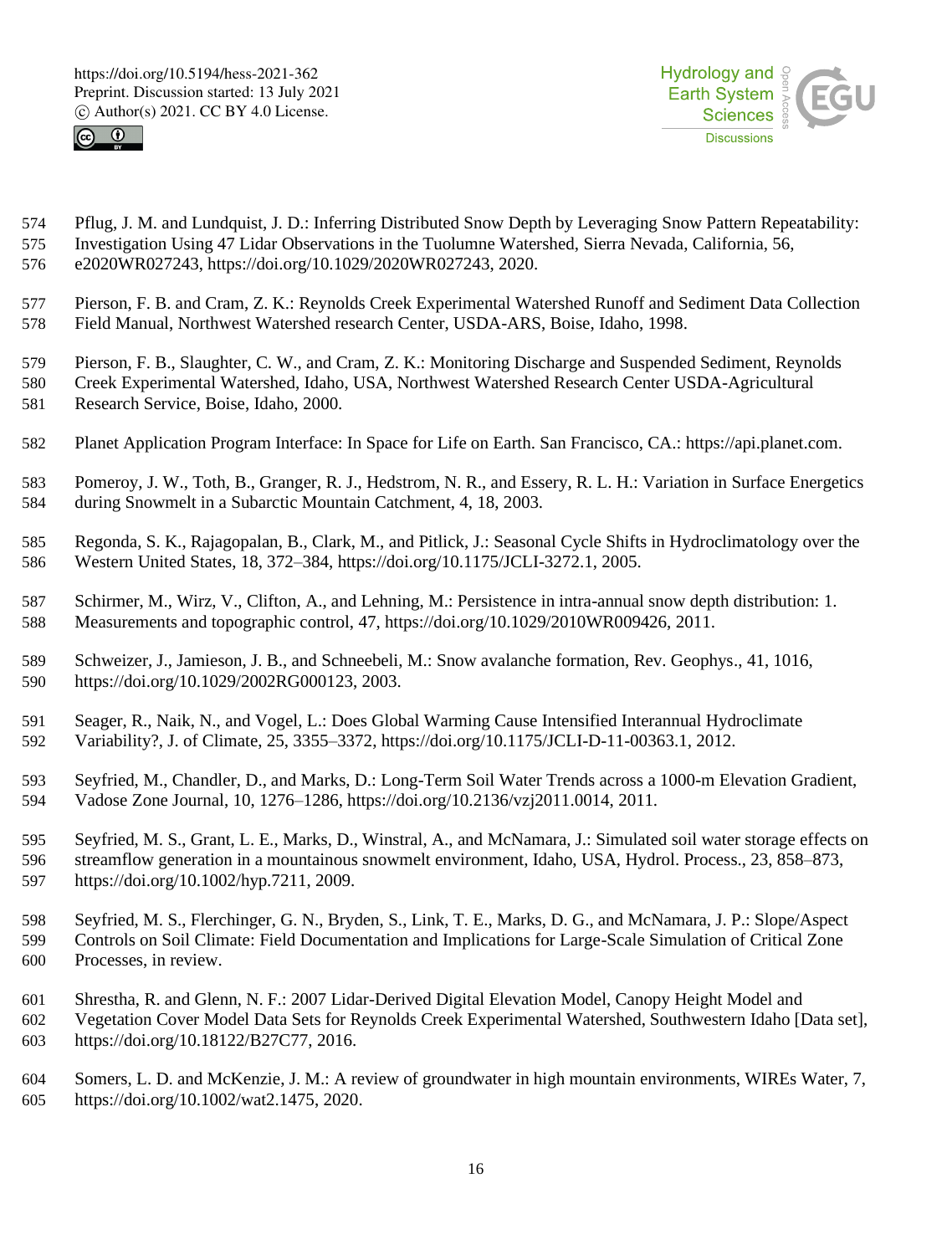Pflug, J. M. and Lundquist, J. D.: Inferring Distributed Snow Depth by Leveraging Snow Pattern Repeatability: Investigation Using 47 Lidar Observations in the Tuolumne Watershed, Sierra Nevada, California, 56, e2020WR027243, https://doi.org/10.1029/2020WR027243, 2020.

Pierson, F. B. and Cram, Z. K.: Reynolds Creek Experimental Watershed Runoff and Sediment Data Collection Field Manual, Northwest Watershed research Center, USDA-ARS, Boise, Idaho, 1998.

Pierson, F. B., Slaughter, C. W., and Cram, Z. K.: Monitoring Discharge and Suspended Sediment, Reynolds Creek Experimental Watershed, Idaho, USA, Northwest Watershed Research Center USDA-Agricultural Research Service, Boise, Idaho, 2000.

Planet Application Program Interface: In Space for Life on Earth. San Francisco, CA.: https://api.planet.com.

Pomeroy, J. W., Toth, B., Granger, R. J., Hedstrom, N. R., and Essery, R. L. H.: Variation in Surface Energetics during Snowmelt in a Subarctic Mountain Catchment, 4, 18, 2003.

Regonda, S. K., Rajagopalan, B., Clark, M., and Pitlick, J.: Seasonal Cycle Shifts in Hydroclimatology over the Western United States, 18, 372–384, https://doi.org/10.1175/JCLI-3272.1, 2005.

Schirmer, M., Wirz, V., Clifton, A., and Lehning, M.: Persistence in intra-annual snow depth distribution: 1. Measurements and topographic control, 47, https://doi.org/10.1029/2010WR009426, 2011.

Schweizer, J., Jamieson, J. B., and Schneebeli, M.: Snow avalanche formation, Rev. Geophys., 41, 1016, https://doi.org/10.1029/2002RG000123, 2003.

Seager, R., Naik, N., and Vogel, L.: Does Global Warming Cause Intensified Interannual Hydroclimate Variability?, J. of Climate, 25, 3355–3372, https://doi.org/10.1175/JCLI-D-11-00363.1, 2012.

Seyfried, M., Chandler, D., and Marks, D.: Long-Term Soil Water Trends across a 1000-m Elevation Gradient, Vadose Zone Journal, 10, 1276–1286, https://doi.org/10.2136/vzj2011.0014, 2011.

Seyfried, M. S., Grant, L. E., Marks, D., Winstral, A., and McNamara, J.: Simulated soil water storage effects on streamflow generation in a mountainous snowmelt environment, Idaho, USA, Hydrol. Process., 23, 858–873, https://doi.org/10.1002/hyp.7211, 2009.

Seyfried, M. S., Flerchinger, G. N., Bryden, S., Link, T. E., Marks, D. G., and McNamara, J. P.: Slope/Aspect Controls on Soil Climate: Field Documentation and Implications for Large-Scale Simulation of Critical Zone Processes, in review.

Shrestha, R. and Glenn, N. F.: 2007 Lidar-Derived Digital Elevation Model, Canopy Height Model and Vegetation Cover Model Data Sets for Reynolds Creek Experimental Watershed, Southwestern Idaho [Data set], https://doi.org/10.18122/B27C77, 2016.

Somers, L. D. and McKenzie, J. M.: A review of groundwater in high mountain environments, WIREs Water, 7, https://doi.org/10.1002/wat2.1475, 2020.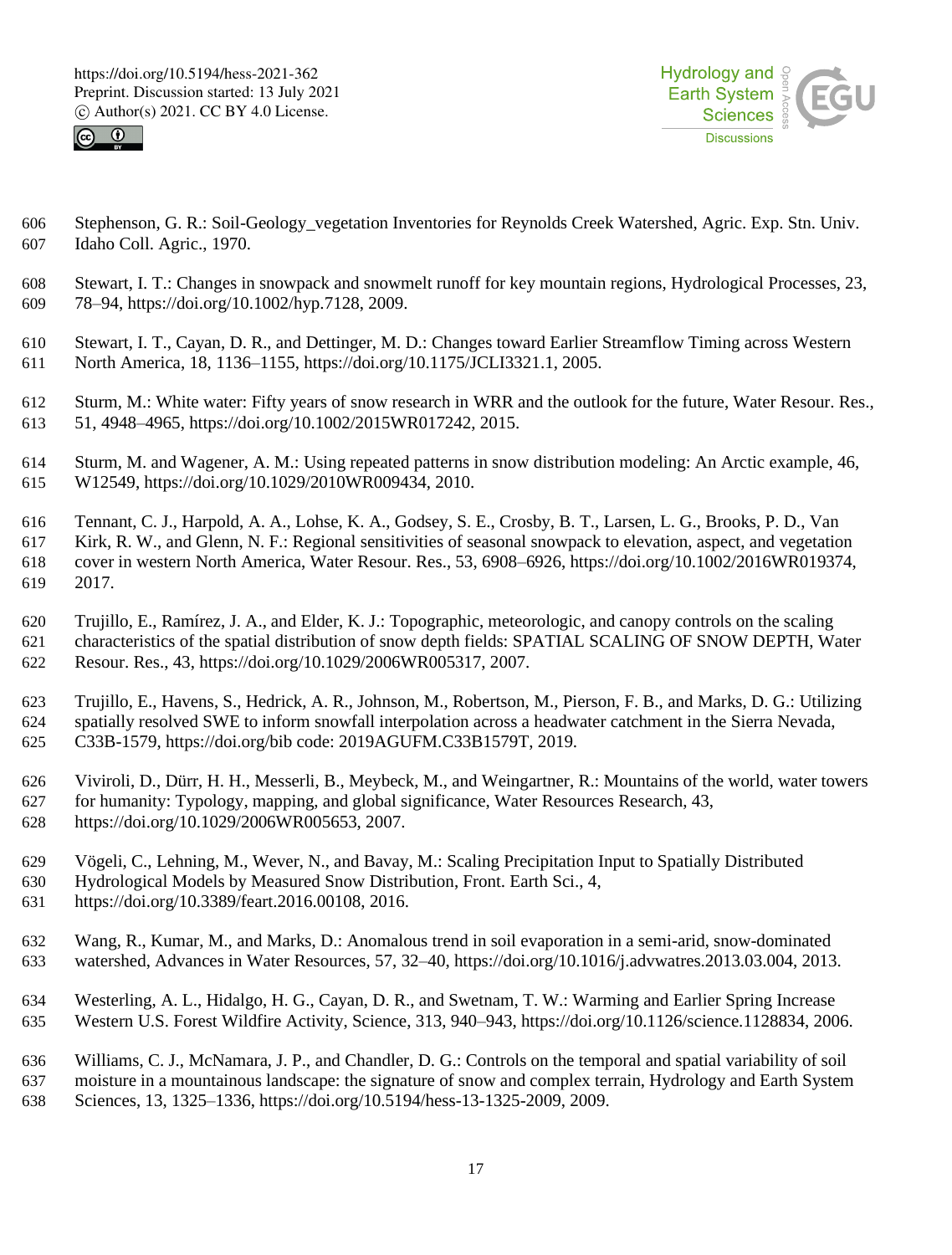Stephenson, G. R.: Soil-Geology_vegetation Inventories for Reynolds Creek Watershed, Agric. Exp. Stn. Univ. Idaho Coll. Agric., 1970.

Stewart, I. T.: Changes in snowpack and snowmelt runoff for key mountain regions, Hydrological Processes, 23, 78–94, https://doi.org/10.1002/hyp.7128, 2009.

Stewart, I. T., Cayan, D. R., and Dettinger, M. D.: Changes toward Earlier Streamflow Timing across Western North America, 18, 1136–1155, https://doi.org/10.1175/JCLI3321.1, 2005.

Sturm, M.: White water: Fifty years of snow research in WRR and the outlook for the future, Water Resour. Res., 51, 4948–4965, https://doi.org/10.1002/2015WR017242, 2015.

Sturm, M. and Wagener, A. M.: Using repeated patterns in snow distribution modeling: An Arctic example, 46, W12549, https://doi.org/10.1029/2010WR009434, 2010.

Tennant, C. J., Harpold, A. A., Lohse, K. A., Godsey, S. E., Crosby, B. T., Larsen, L. G., Brooks, P. D., Van Kirk, R. W., and Glenn, N. F.: Regional sensitivities of seasonal snowpack to elevation, aspect, and vegetation cover in western North America, Water Resour. Res., 53, 6908–6926, https://doi.org/10.1002/2016WR019374, 2017.

Trujillo, E., Ramírez, J. A., and Elder, K. J.: Topographic, meteorologic, and canopy controls on the scaling characteristics of the spatial distribution of snow depth fields: SPATIAL SCALING OF SNOW DEPTH, Water Resour. Res., 43, https://doi.org/10.1029/2006WR005317, 2007.

Trujillo, E., Havens, S., Hedrick, A. R., Johnson, M., Robertson, M., Pierson, F. B., and Marks, D. G.: Utilizing spatially resolved SWE to inform snowfall interpolation across a headwater catchment in the Sierra Nevada, C33B-1579, https://doi.org/bib code: 2019AGUFM.C33B1579T, 2019.

Viviroli, D., Dürr, H. H., Messerli, B., Meybeck, M., and Weingartner, R.: Mountains of the world, water towers for humanity: Typology, mapping, and global significance, Water Resources Research, 43, https://doi.org/10.1029/2006WR005653, 2007.

Vögeli, C., Lehning, M., Wever, N., and Bavay, M.: Scaling Precipitation Input to Spatially Distributed Hydrological Models by Measured Snow Distribution, Front. Earth Sci., 4, https://doi.org/10.3389/feart.2016.00108, 2016.

Wang, R., Kumar, M., and Marks, D.: Anomalous trend in soil evaporation in a semi-arid, snow-dominated watershed, Advances in Water Resources, 57, 32–40, https://doi.org/10.1016/j.advwatres.2013.03.004, 2013.

Westerling, A. L., Hidalgo, H. G., Cayan, D. R., and Swetnam, T. W.: Warming and Earlier Spring Increase Western U.S. Forest Wildfire Activity, Science, 313, 940–943, https://doi.org/10.1126/science.1128834, 2006.

Williams, C. J., McNamara, J. P., and Chandler, D. G.: Controls on the temporal and spatial variability of soil moisture in a mountainous landscape: the signature of snow and complex terrain, Hydrology and Earth System Sciences, 13, 1325–1336, https://doi.org/10.5194/hess-13-1325-2009, 2009.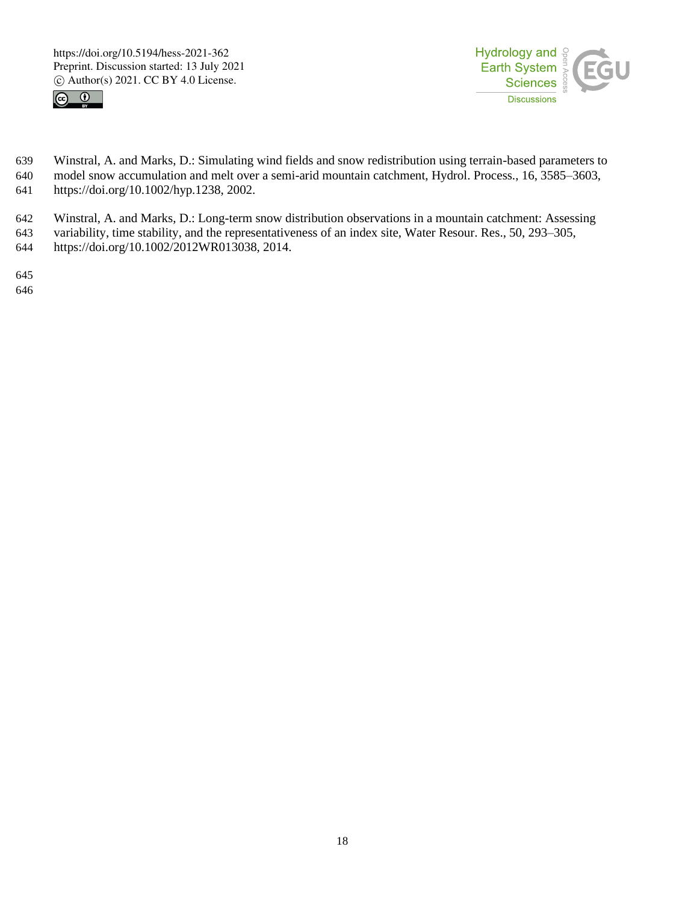Winstral, A. and Marks, D.: Simulating wind fields and snow redistribution using terrain-based parameters to model snow accumulation and melt over a semi-arid mountain catchment, Hydrol. Process., 16, 3585–3603, https://doi.org/10.1002/hyp.1238, 2002.

Winstral, A. and Marks, D.: Long-term snow distribution observations in a mountain catchment: Assessing variability, time stability, and the representativeness of an index site, Water Resour. Res., 50, 293–305, https://doi.org/10.1002/2012WR013038, 2014.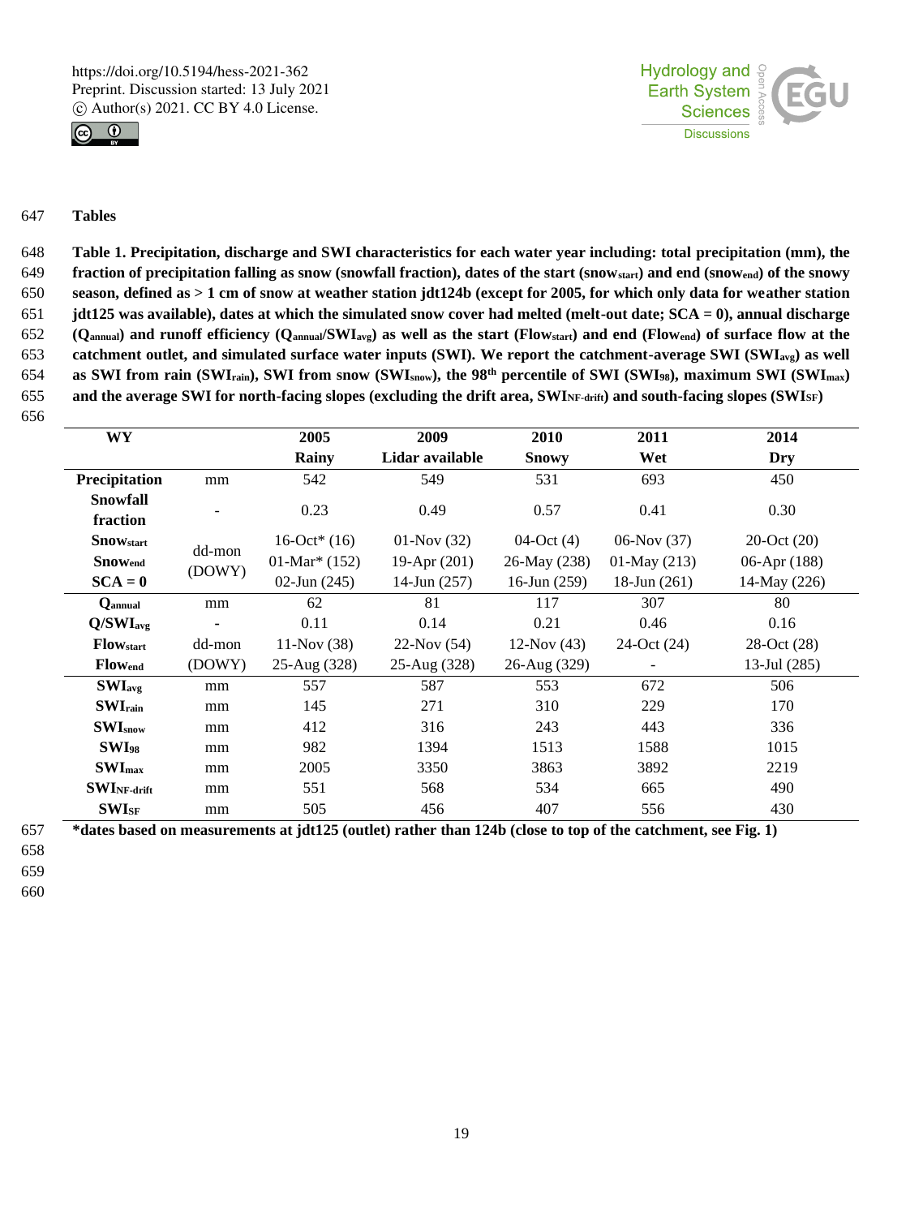## Tables

**Table 1. Precipitation, discharge and SWI characteristics for each water year including: total precipitation (mm), the fraction of precipitation falling as snow (snowfall fraction), dates of the start ($snow_{start}$) and end ($snow_{end}$) of the snowy season, defined as > 1 cm of snow at weather station jdt124b (except for 2005, for which only data for weather station jdt125 was available), dates at which the simulated snow cover had melted (melt-out date; SCA = 0), annual discharge ($Q_{annual}$) and runoff efficiency ($Q_{annual}/SWI_{avg}$) as well as the start ($Flow_{start}$) and end ($Flow_{end}$) of surface flow at the catchment outlet, and simulated surface water inputs (SWI). We report the catchment-average SWI ($SWI_{avg}$) as well as SWI from rain ($SWI_{rain}$), SWI from snow ($SWI_{snow}$), the 98[th] percentile of SWI ($SWI_{98}$), maximum SWI ($SWI_{max}$) and the average SWI for north-facing slopes (excluding the drift area, $SWI_{NF\text{-}drift}$) and south-facing slopes ($SWI_{SF}$)**

| WY | | 2005 | 2009 | 2010 | 2011 | 2014 |
|---|---|---|---|---|---|---|
| | | Rainy | Lidar available | Snowy | Wet | Dry |
| Precipitation | mm | 542 | 549 | 531 | 693 | 450 |
| Snowfall fraction | - | 0.23 | 0.49 | 0.57 | 0.41 | 0.30 |
| $Snow_{start}$ | dd-mon (DOWY) | 16-Oct* (16) | 01-Nov (32) | 04-Oct (4) | 06-Nov (37) | 20-Oct (20) |
| $Snow_{end}$ | dd-mon (DOWY) | 01-Mar* (152) | 19-Apr (201) | 26-May (238) | 01-May (213) | 06-Apr (188) |
| SCA = 0 | dd-mon (DOWY) | 02-Jun (245) | 14-Jun (257) | 16-Jun (259) | 18-Jun (261) | 14-May (226) |
| $Q_{annual}$ | mm | 62 | 81 | 117 | 307 | 80 |
| $Q/SWI_{avg}$ | - | 0.11 | 0.14 | 0.21 | 0.46 | 0.16 |
| $Flow_{start}$ | dd-mon (DOWY) | 11-Nov (38) | 22-Nov (54) | 12-Nov (43) | 24-Oct (24) | 28-Oct (28) |
| $Flow_{end}$ | dd-mon (DOWY) | 25-Aug (328) | 25-Aug (328) | 26-Aug (329) | - | 13-Jul (285) |
| $SWI_{avg}$ | mm | 557 | 587 | 553 | 672 | 506 |
| $SWI_{rain}$ | mm | 145 | 271 | 310 | 229 | 170 |
| $SWI_{snow}$ | mm | 412 | 316 | 243 | 443 | 336 |
| $SWI_{98}$ | mm | 982 | 1394 | 1513 | 1588 | 1015 |
| $SWI_{max}$ | mm | 2005 | 3350 | 3863 | 3892 | 2219 |
| $SWI_{NF\text{-}drift}$ | mm | 551 | 568 | 534 | 665 | 490 |
| $SWI_{SF}$ | mm | 505 | 456 | 407 | 556 | 430 |

**\*dates based on measurements at jdt125 (outlet) rather than 124b (close to top of the catchment, see Fig. 1)**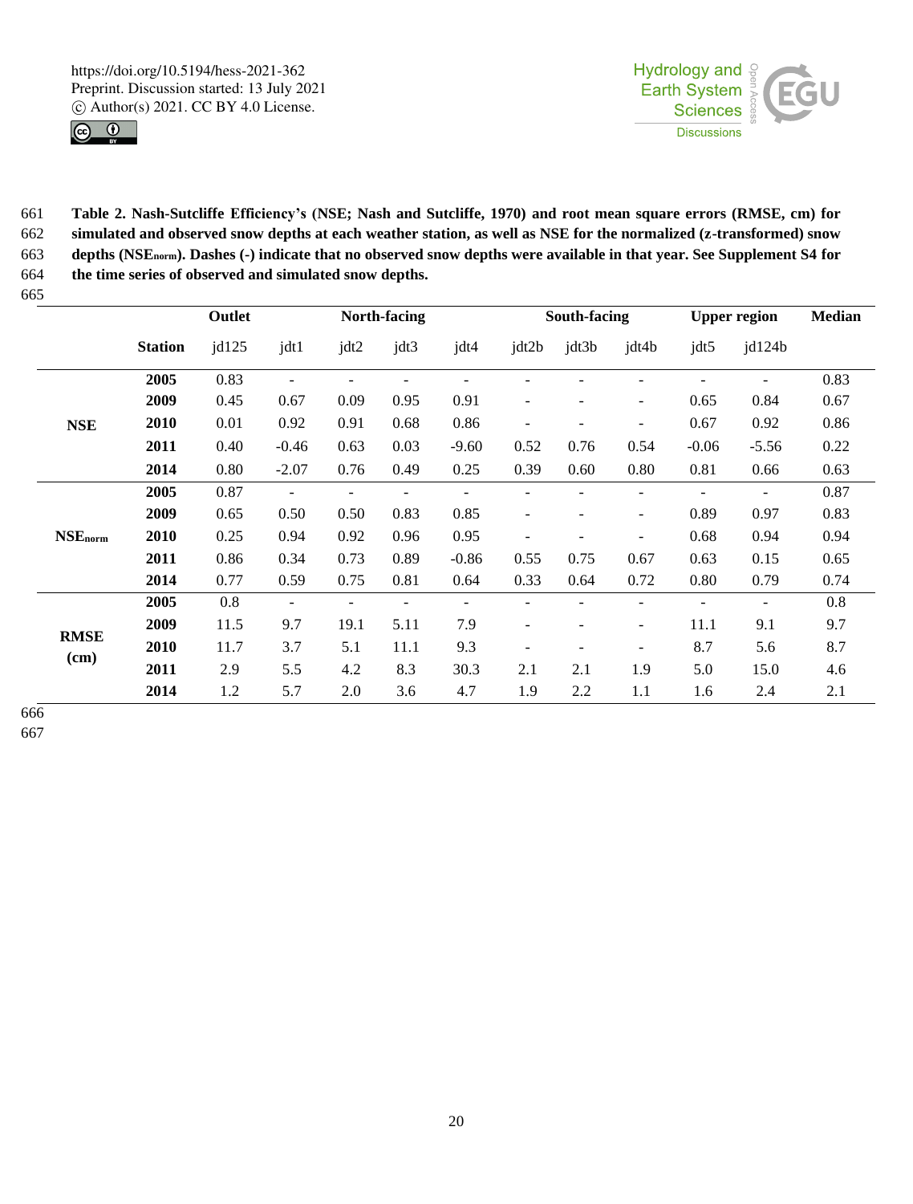**Table 2. Nash-Sutcliffe Efficiency's (NSE; Nash and Sutcliffe, 1970) and root mean square errors (RMSE, cm) for simulated and observed snow depths at each weather station, as well as NSE for the normalized (z-transformed) snow depths ($NSE_{norm}$). Dashes (-) indicate that no observed snow depths were available in that year. See Supplement S4 for the time series of observed and simulated snow depths.**

| | | Outlet | North-facing | | | | South-facing | | | Upper region | | Median |
|---|---|---|---|---|---|---|---|---|---|---|---|---|
| | **Station** | jd125 | jdt1 | jdt2 | jdt3 | jdt4 | jdt2b | jdt3b | jdt4b | jdt5 | jd124b | |
| **NSE** | **2005** | 0.83 | - | - | - | - | - | - | - | - | - | 0.83 |
| | **2009** | 0.45 | 0.67 | 0.09 | 0.95 | 0.91 | - | - | - | 0.65 | 0.84 | 0.67 |
| | **2010** | 0.01 | 0.92 | 0.91 | 0.68 | 0.86 | - | - | - | 0.67 | 0.92 | 0.86 |
| | **2011** | 0.40 | -0.46 | 0.63 | 0.03 | -9.60 | 0.52 | 0.76 | 0.54 | -0.06 | -5.56 | 0.22 |
| | **2014** | 0.80 | -2.07 | 0.76 | 0.49 | 0.25 | 0.39 | 0.60 | 0.80 | 0.81 | 0.66 | 0.63 |
| **$NSE_{norm}$** | **2005** | 0.87 | - | - | - | - | - | - | - | - | - | 0.87 |
| | **2009** | 0.65 | 0.50 | 0.50 | 0.83 | 0.85 | - | - | - | 0.89 | 0.97 | 0.83 |
| | **2010** | 0.25 | 0.94 | 0.92 | 0.96 | 0.95 | - | - | - | 0.68 | 0.94 | 0.94 |
| | **2011** | 0.86 | 0.34 | 0.73 | 0.89 | -0.86 | 0.55 | 0.75 | 0.67 | 0.63 | 0.15 | 0.65 |
| | **2014** | 0.77 | 0.59 | 0.75 | 0.81 | 0.64 | 0.33 | 0.64 | 0.72 | 0.80 | 0.79 | 0.74 |
| **RMSE (cm)** | **2005** | 0.8 | - | - | - | - | - | - | - | - | - | 0.8 |
| | **2009** | 11.5 | 9.7 | 19.1 | 5.11 | 7.9 | - | - | - | 11.1 | 9.1 | 9.7 |
| | **2010** | 11.7 | 3.7 | 5.1 | 11.1 | 9.3 | - | - | - | 8.7 | 5.6 | 8.7 |
| | **2011** | 2.9 | 5.5 | 4.2 | 8.3 | 30.3 | 2.1 | 2.1 | 1.9 | 5.0 | 15.0 | 4.6 |
| | **2014** | 1.2 | 5.7 | 2.0 | 3.6 | 4.7 | 1.9 | 2.2 | 1.1 | 1.6 | 2.4 | 2.1 |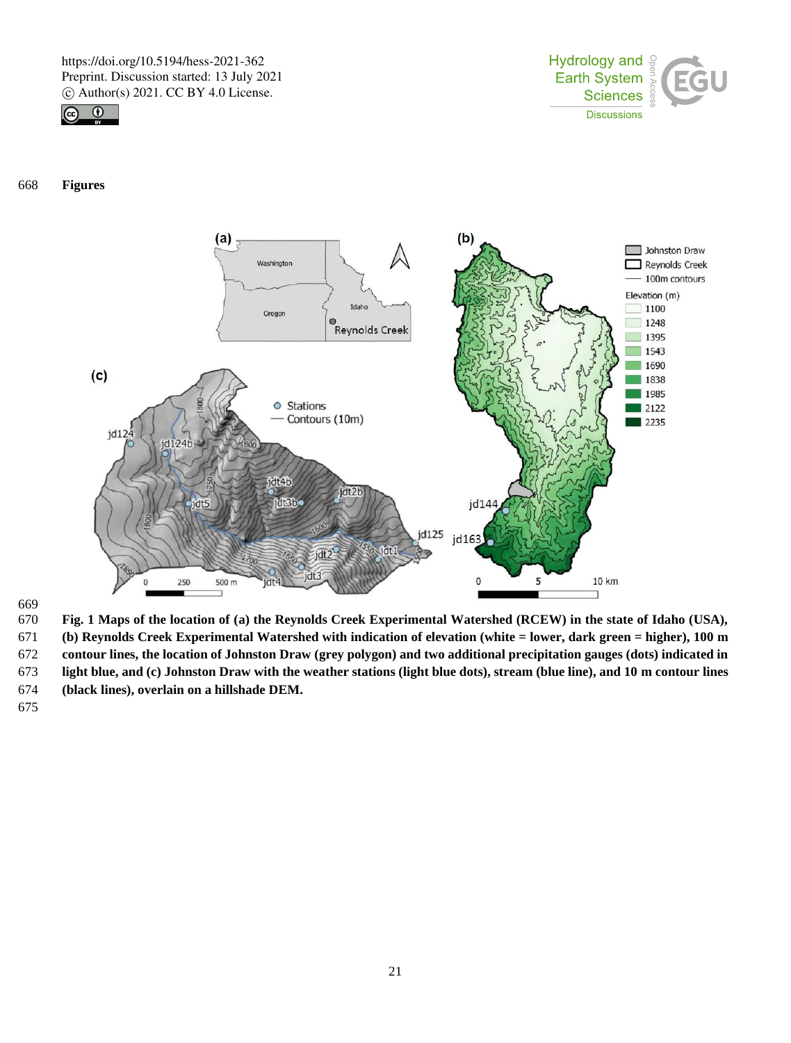**Figures**

**Fig. 1 Maps of the location of (a) the Reynolds Creek Experimental Watershed (RCEW) in the state of Idaho (USA), (b) Reynolds Creek Experimental Watershed with indication of elevation (white = lower, dark green = higher), 100 m contour lines, the location of Johnston Draw (grey polygon) and two additional precipitation gauges (dots) indicated in light blue, and (c) Johnston Draw with the weather stations (light blue dots), stream (blue line), and 10 m contour lines (black lines), overlain on a hillshade DEM.**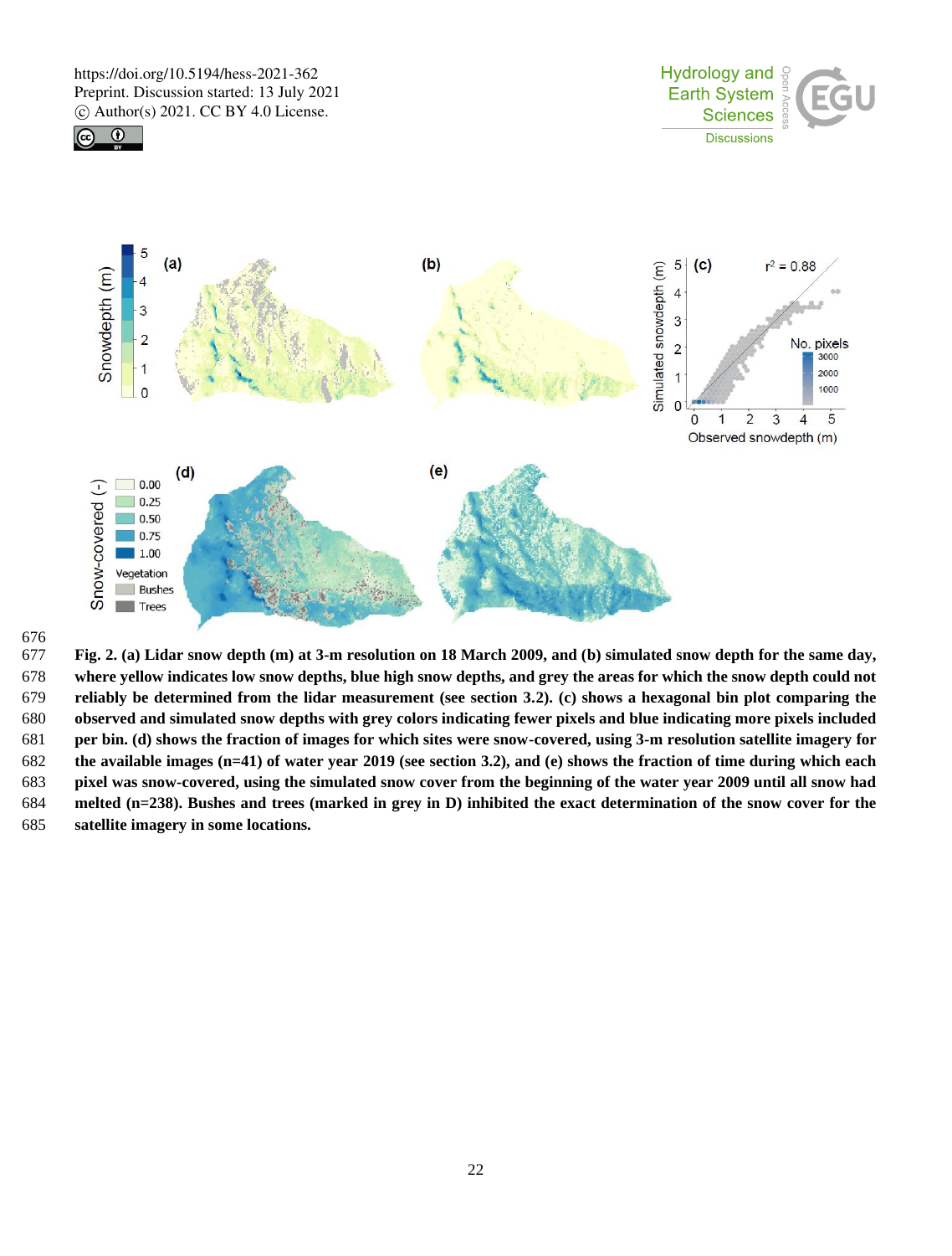**Fig. 2. (a) Lidar snow depth (m) at 3-m resolution on 18 March 2009, and (b) simulated snow depth for the same day, where yellow indicates low snow depths, blue high snow depths, and grey the areas for which the snow depth could not reliably be determined from the lidar measurement (see section 3.2). (c) shows a hexagonal bin plot comparing the observed and simulated snow depths with grey colors indicating fewer pixels and blue indicating more pixels included per bin. (d) shows the fraction of images for which sites were snow-covered, using 3-m resolution satellite imagery for the available images (n=41) of water year 2019 (see section 3.2), and (e) shows the fraction of time during which each pixel was snow-covered, using the simulated snow cover from the beginning of the water year 2009 until all snow had melted (n=238). Bushes and trees (marked in grey in D) inhibited the exact determination of the snow cover for the satellite imagery in some locations.**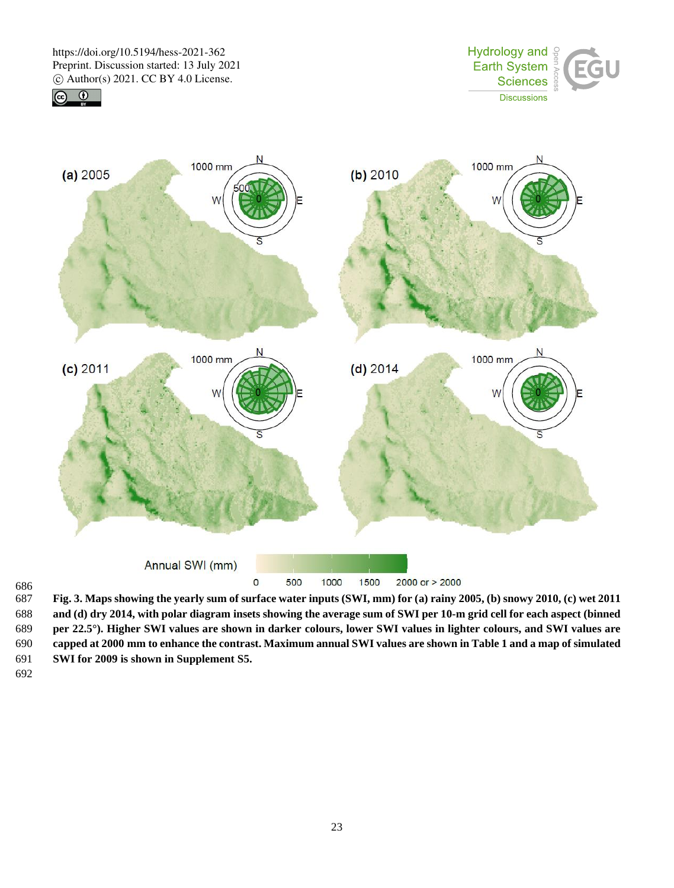**Fig. 3. Maps showing the yearly sum of surface water inputs (SWI, mm) for (a) rainy 2005, (b) snowy 2010, (c) wet 2011 and (d) dry 2014, with polar diagram insets showing the average sum of SWI per 10-m grid cell for each aspect (binned per 22.5°). Higher SWI values are shown in darker colours, lower SWI values in lighter colours, and SWI values are capped at 2000 mm to enhance the contrast. Maximum annual SWI values are shown in Table 1 and a map of simulated SWI for 2009 is shown in Supplement S5.**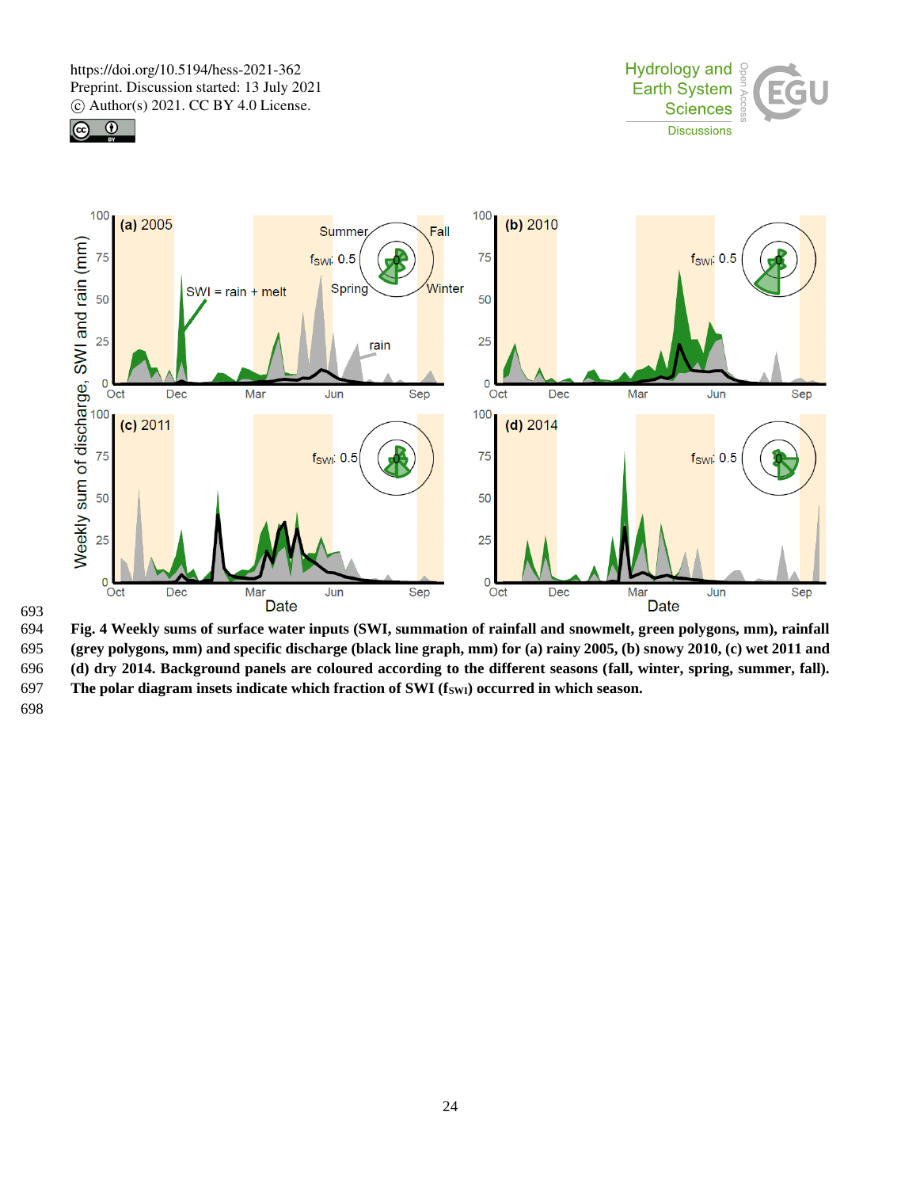**Fig. 4 Weekly sums of surface water inputs (SWI, summation of rainfall and snowmelt, green polygons, mm), rainfall (grey polygons, mm) and specific discharge (black line graph, mm) for (a) rainy 2005, (b) snowy 2010, (c) wet 2011 and (d) dry 2014. Background panels are coloured according to the different seasons (fall, winter, spring, summer, fall). The polar diagram insets indicate which fraction of SWI ($f_{SWI}$) occurred in which season.**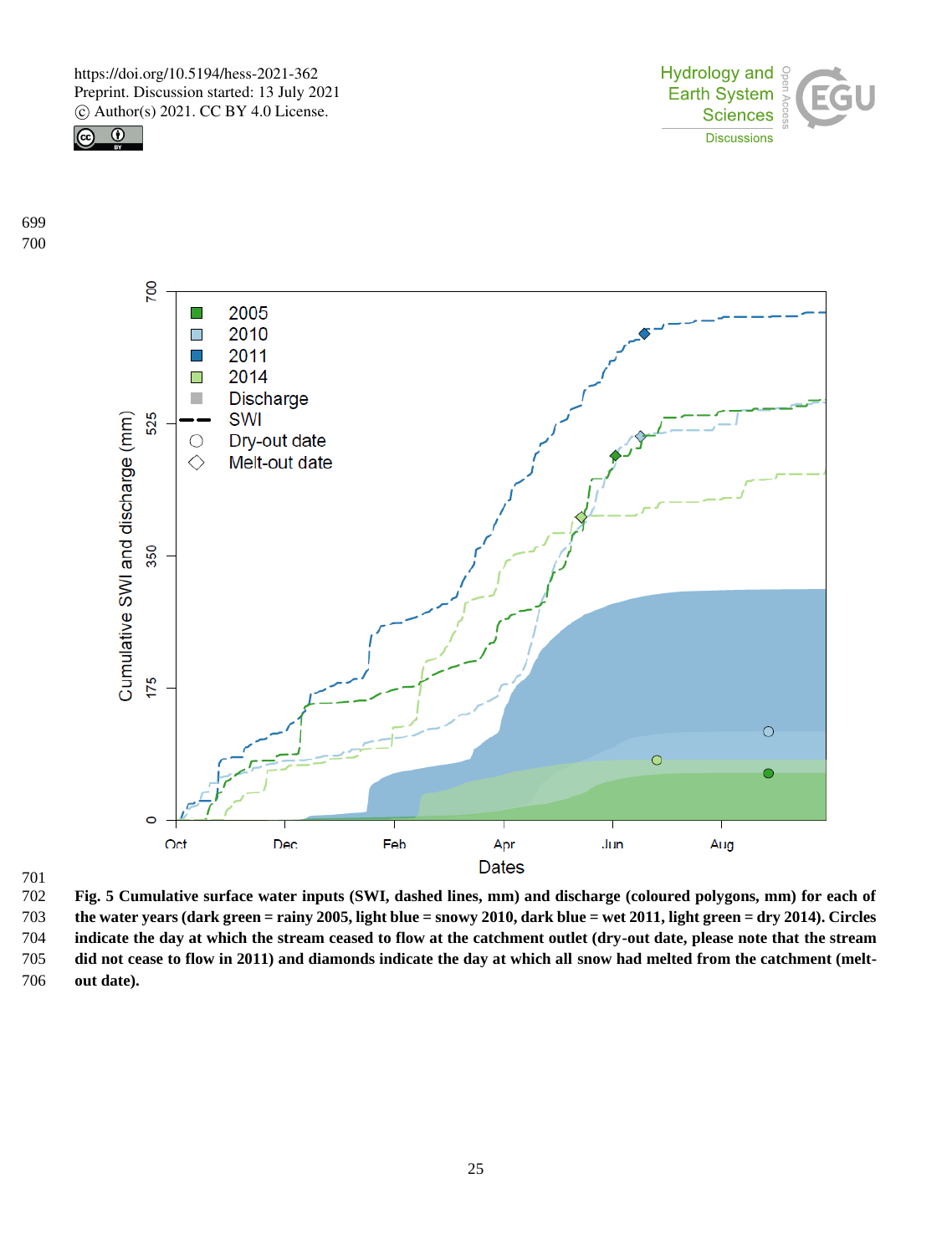Fig. 5 Cumulative surface water inputs (SWI, dashed lines, mm) and discharge (coloured polygons, mm) for each of the water years (dark green = rainy 2005, light blue = snowy 2010, dark blue = wet 2011, light green = dry 2014). Circles indicate the day at which the stream ceased to flow at the catchment outlet (dry-out date, please note that the stream did not cease to flow in 2011) and diamonds indicate the day at which all snow had melted from the catchment (melt-out date).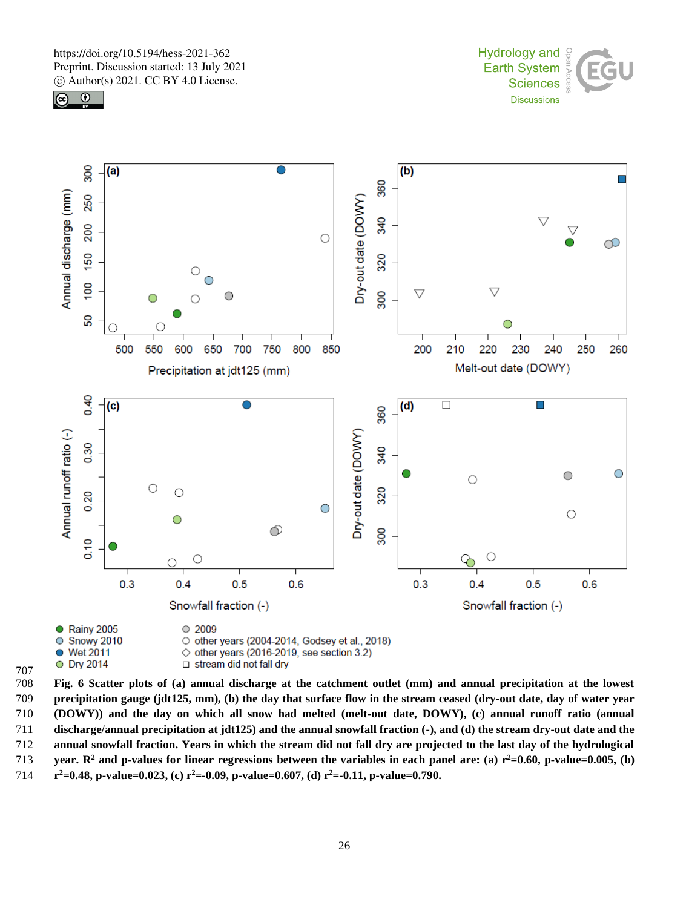(a)

Annual discharge (mm)

50 100 150 200 250 300

500 550 600 650 700 750 800 850

Precipitation at jdt125 (mm)

(b)

Dry-out date (DOWY)

300 320 340 360

200 210 220 230 240 250 260

Melt-out date (DOWY)

(c)

Annual runoff ratio (-)

0.10 0.20 0.30 0.40

0.3 0.4 0.5 0.6

Snowfall fraction (-)

(d)

Dry-out date (DOWY)

300 320 340 360

0.3 0.4 0.5 0.6

Snowfall fraction (-)

Rainy 2005

Snowy 2010

Wet 2011

Dry 2014

2009

other years (2004-2014, Godsey et al., 2018)

other years (2016-2019, see section 3.2)

stream did not fall dry

**Fig. 6 Scatter plots of (a) annual discharge at the catchment outlet (mm) and annual precipitation at the lowest precipitation gauge (jdt125, mm), (b) the day that surface flow in the stream ceased (dry-out date, day of water year (DOWY)) and the day on which all snow had melted (melt-out date, DOWY), (c) annual runoff ratio (annual discharge/annual precipitation at jdt125) and the annual snowfall fraction (-), and (d) the stream dry-out date and the annual snowfall fraction. Years in which the stream did not fall dry are projected to the last day of the hydrological year. $R^2$ and p-values for linear regressions between the variables in each panel are: (a) $r^2$=0.60, p-value=0.005, (b) $r^2$=0.48, p-value=0.023, (c) $r^2$=-0.09, p-value=0.607, (d) $r^2$=-0.11, p-value=0.790.**